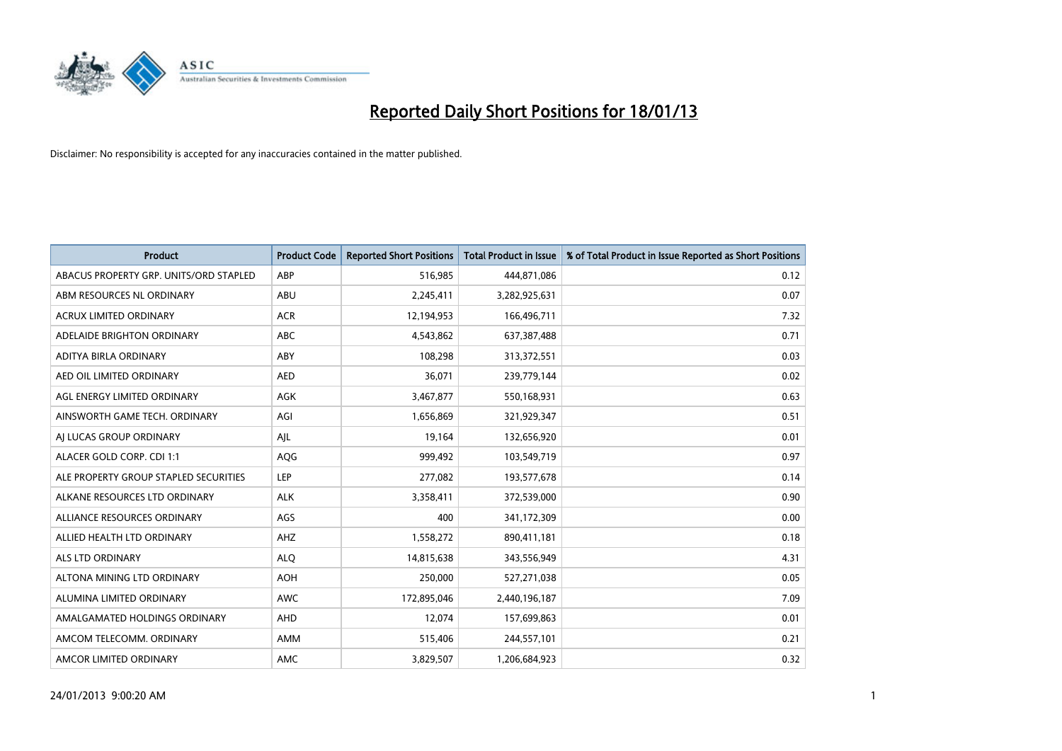# Reported Daily Short Positions for 18/01/13

Disclaimer: No responsibility is accepted for any inaccuracies contained in the matter published.

| Product | Product Code | Reported Short Positions | Total Product in Issue | % of Total Product in Issue Reported as Short Positions |
|---|---|---|---|---|
| ABACUS PROPERTY GRP. UNITS/ORD STAPLED | ABP | 516,985 | 444,871,086 | 0.12 |
| ABM RESOURCES NL ORDINARY | ABU | 2,245,411 | 3,282,925,631 | 0.07 |
| ACRUX LIMITED ORDINARY | ACR | 12,194,953 | 166,496,711 | 7.32 |
| ADELAIDE BRIGHTON ORDINARY | ABC | 4,543,862 | 637,387,488 | 0.71 |
| ADITYA BIRLA ORDINARY | ABY | 108,298 | 313,372,551 | 0.03 |
| AED OIL LIMITED ORDINARY | AED | 36,071 | 239,779,144 | 0.02 |
| AGL ENERGY LIMITED ORDINARY | AGK | 3,467,877 | 550,168,931 | 0.63 |
| AINSWORTH GAME TECH. ORDINARY | AGI | 1,656,869 | 321,929,347 | 0.51 |
| AJ LUCAS GROUP ORDINARY | AJL | 19,164 | 132,656,920 | 0.01 |
| ALACER GOLD CORP. CDI 1:1 | AQG | 999,492 | 103,549,719 | 0.97 |
| ALE PROPERTY GROUP STAPLED SECURITIES | LEP | 277,082 | 193,577,678 | 0.14 |
| ALKANE RESOURCES LTD ORDINARY | ALK | 3,358,411 | 372,539,000 | 0.90 |
| ALLIANCE RESOURCES ORDINARY | AGS | 400 | 341,172,309 | 0.00 |
| ALLIED HEALTH LTD ORDINARY | AHZ | 1,558,272 | 890,411,181 | 0.18 |
| ALS LTD ORDINARY | ALQ | 14,815,638 | 343,556,949 | 4.31 |
| ALTONA MINING LTD ORDINARY | AOH | 250,000 | 527,271,038 | 0.05 |
| ALUMINA LIMITED ORDINARY | AWC | 172,895,046 | 2,440,196,187 | 7.09 |
| AMALGAMATED HOLDINGS ORDINARY | AHD | 12,074 | 157,699,863 | 0.01 |
| AMCOM TELECOMM. ORDINARY | AMM | 515,406 | 244,557,101 | 0.21 |
| AMCOR LIMITED ORDINARY | AMC | 3,829,507 | 1,206,684,923 | 0.32 |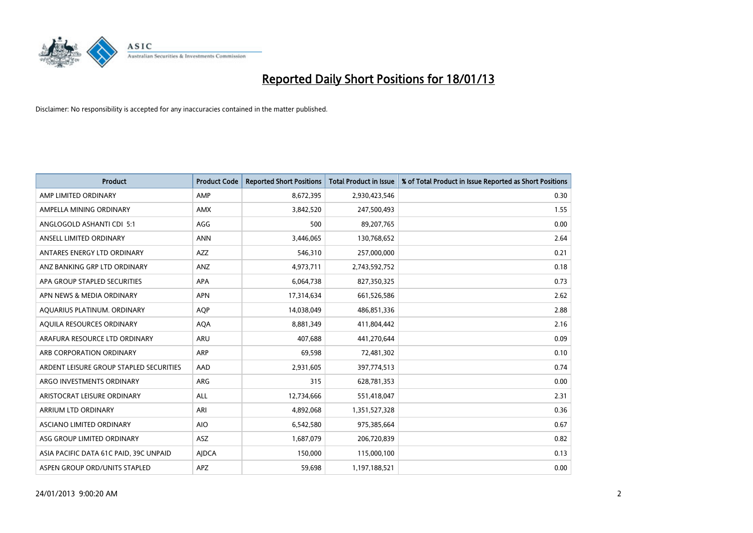# Reported Daily Short Positions for 18/01/13

Disclaimer: No responsibility is accepted for any inaccuracies contained in the matter published.

| Product | Product Code | Reported Short Positions | Total Product in Issue | % of Total Product in Issue Reported as Short Positions |
|---|---|---|---|---|
| AMP LIMITED ORDINARY | AMP | 8,672,395 | 2,930,423,546 | 0.30 |
| AMPELLA MINING ORDINARY | AMX | 3,842,520 | 247,500,493 | 1.55 |
| ANGLOGOLD ASHANTI CDI 5:1 | AGG | 500 | 89,207,765 | 0.00 |
| ANSELL LIMITED ORDINARY | ANN | 3,446,065 | 130,768,652 | 2.64 |
| ANTARES ENERGY LTD ORDINARY | AZZ | 546,310 | 257,000,000 | 0.21 |
| ANZ BANKING GRP LTD ORDINARY | ANZ | 4,973,711 | 2,743,592,752 | 0.18 |
| APA GROUP STAPLED SECURITIES | APA | 6,064,738 | 827,350,325 | 0.73 |
| APN NEWS & MEDIA ORDINARY | APN | 17,314,634 | 661,526,586 | 2.62 |
| AQUARIUS PLATINUM. ORDINARY | AQP | 14,038,049 | 486,851,336 | 2.88 |
| AQUILA RESOURCES ORDINARY | AQA | 8,881,349 | 411,804,442 | 2.16 |
| ARAFURA RESOURCE LTD ORDINARY | ARU | 407,688 | 441,270,644 | 0.09 |
| ARB CORPORATION ORDINARY | ARP | 69,598 | 72,481,302 | 0.10 |
| ARDENT LEISURE GROUP STAPLED SECURITIES | AAD | 2,931,605 | 397,774,513 | 0.74 |
| ARGO INVESTMENTS ORDINARY | ARG | 315 | 628,781,353 | 0.00 |
| ARISTOCRAT LEISURE ORDINARY | ALL | 12,734,666 | 551,418,047 | 2.31 |
| ARRIUM LTD ORDINARY | ARI | 4,892,068 | 1,351,527,328 | 0.36 |
| ASCIANO LIMITED ORDINARY | AIO | 6,542,580 | 975,385,664 | 0.67 |
| ASG GROUP LIMITED ORDINARY | ASZ | 1,687,079 | 206,720,839 | 0.82 |
| ASIA PACIFIC DATA 61C PAID, 39C UNPAID | AJDCA | 150,000 | 115,000,100 | 0.13 |
| ASPEN GROUP ORD/UNITS STAPLED | APZ | 59,698 | 1,197,188,521 | 0.00 |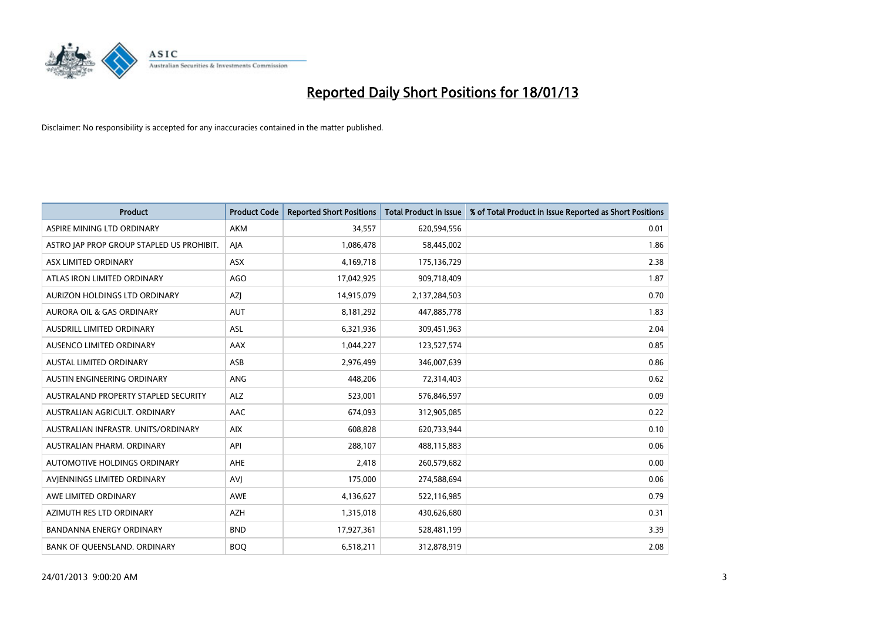# Reported Daily Short Positions for 18/01/13

Disclaimer: No responsibility is accepted for any inaccuracies contained in the matter published.

| Product | Product Code | Reported Short Positions | Total Product in Issue | % of Total Product in Issue Reported as Short Positions |
|---|---|---|---|---|
| ASPIRE MINING LTD ORDINARY | AKM | 34,557 | 620,594,556 | 0.01 |
| ASTRO JAP PROP GROUP STAPLED US PROHIBIT. | AJA | 1,086,478 | 58,445,002 | 1.86 |
| ASX LIMITED ORDINARY | ASX | 4,169,718 | 175,136,729 | 2.38 |
| ATLAS IRON LIMITED ORDINARY | AGO | 17,042,925 | 909,718,409 | 1.87 |
| AURIZON HOLDINGS LTD ORDINARY | AZJ | 14,915,079 | 2,137,284,503 | 0.70 |
| AURORA OIL & GAS ORDINARY | AUT | 8,181,292 | 447,885,778 | 1.83 |
| AUSDRILL LIMITED ORDINARY | ASL | 6,321,936 | 309,451,963 | 2.04 |
| AUSENCO LIMITED ORDINARY | AAX | 1,044,227 | 123,527,574 | 0.85 |
| AUSTAL LIMITED ORDINARY | ASB | 2,976,499 | 346,007,639 | 0.86 |
| AUSTIN ENGINEERING ORDINARY | ANG | 448,206 | 72,314,403 | 0.62 |
| AUSTRALAND PROPERTY STAPLED SECURITY | ALZ | 523,001 | 576,846,597 | 0.09 |
| AUSTRALIAN AGRICULT. ORDINARY | AAC | 674,093 | 312,905,085 | 0.22 |
| AUSTRALIAN INFRASTR. UNITS/ORDINARY | AIX | 608,828 | 620,733,944 | 0.10 |
| AUSTRALIAN PHARM. ORDINARY | API | 288,107 | 488,115,883 | 0.06 |
| AUTOMOTIVE HOLDINGS ORDINARY | AHE | 2,418 | 260,579,682 | 0.00 |
| AVJENNINGS LIMITED ORDINARY | AVJ | 175,000 | 274,588,694 | 0.06 |
| AWE LIMITED ORDINARY | AWE | 4,136,627 | 522,116,985 | 0.79 |
| AZIMUTH RES LTD ORDINARY | AZH | 1,315,018 | 430,626,680 | 0.31 |
| BANDANNA ENERGY ORDINARY | BND | 17,927,361 | 528,481,199 | 3.39 |
| BANK OF QUEENSLAND. ORDINARY | BOQ | 6,518,211 | 312,878,919 | 2.08 |

24/01/2013 9:00:20 AM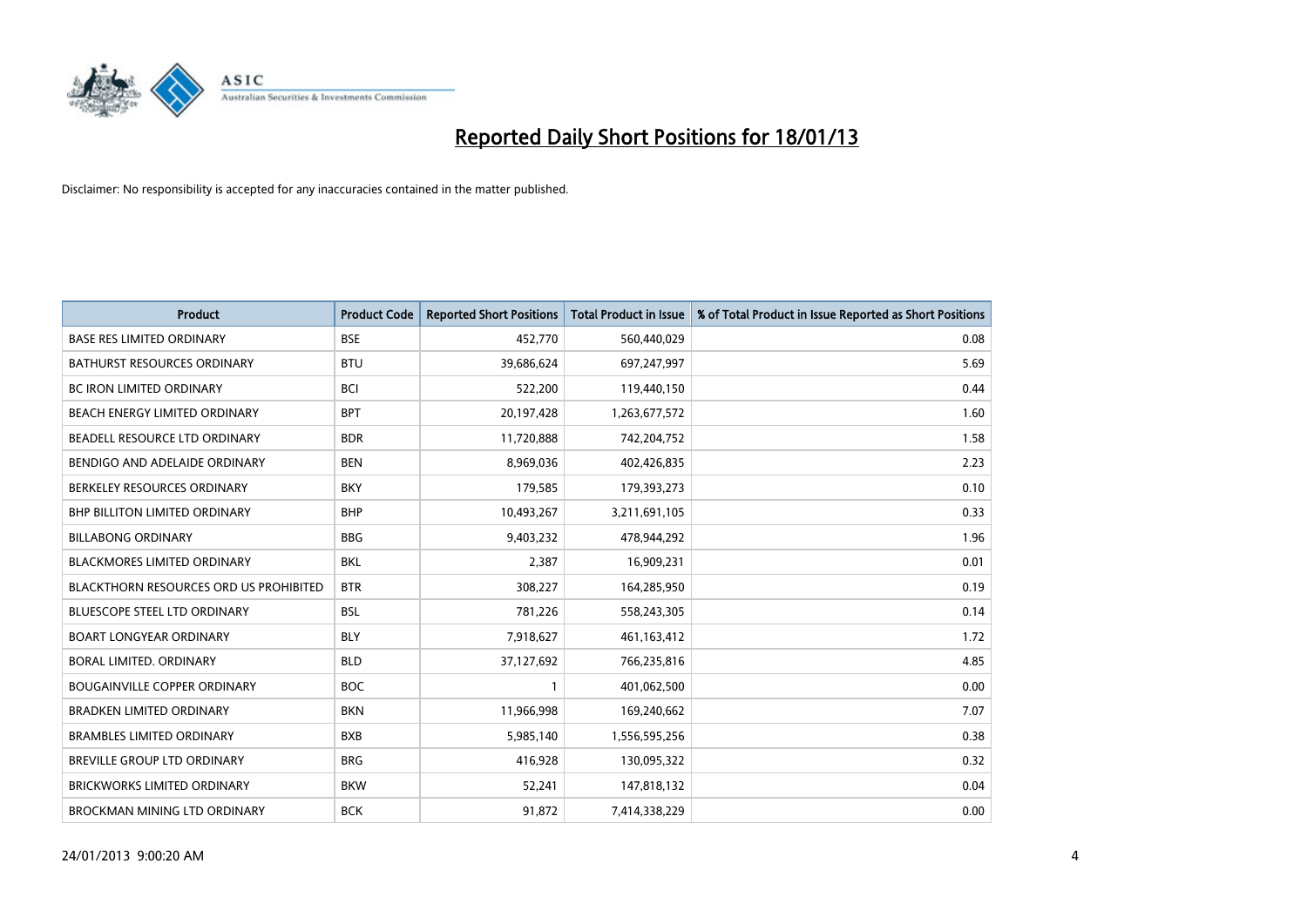# Reported Daily Short Positions for 18/01/13

Disclaimer: No responsibility is accepted for any inaccuracies contained in the matter published.

| Product | Product Code | Reported Short Positions | Total Product in Issue | % of Total Product in Issue Reported as Short Positions |
|---|---|---|---|---|
| BASE RES LIMITED ORDINARY | BSE | 452,770 | 560,440,029 | 0.08 |
| BATHURST RESOURCES ORDINARY | BTU | 39,686,624 | 697,247,997 | 5.69 |
| BC IRON LIMITED ORDINARY | BCI | 522,200 | 119,440,150 | 0.44 |
| BEACH ENERGY LIMITED ORDINARY | BPT | 20,197,428 | 1,263,677,572 | 1.60 |
| BEADELL RESOURCE LTD ORDINARY | BDR | 11,720,888 | 742,204,752 | 1.58 |
| BENDIGO AND ADELAIDE ORDINARY | BEN | 8,969,036 | 402,426,835 | 2.23 |
| BERKELEY RESOURCES ORDINARY | BKY | 179,585 | 179,393,273 | 0.10 |
| BHP BILLITON LIMITED ORDINARY | BHP | 10,493,267 | 3,211,691,105 | 0.33 |
| BILLABONG ORDINARY | BBG | 9,403,232 | 478,944,292 | 1.96 |
| BLACKMORES LIMITED ORDINARY | BKL | 2,387 | 16,909,231 | 0.01 |
| BLACKTHORN RESOURCES ORD US PROHIBITED | BTR | 308,227 | 164,285,950 | 0.19 |
| BLUESCOPE STEEL LTD ORDINARY | BSL | 781,226 | 558,243,305 | 0.14 |
| BOART LONGYEAR ORDINARY | BLY | 7,918,627 | 461,163,412 | 1.72 |
| BORAL LIMITED. ORDINARY | BLD | 37,127,692 | 766,235,816 | 4.85 |
| BOUGAINVILLE COPPER ORDINARY | BOC | 1 | 401,062,500 | 0.00 |
| BRADKEN LIMITED ORDINARY | BKN | 11,966,998 | 169,240,662 | 7.07 |
| BRAMBLES LIMITED ORDINARY | BXB | 5,985,140 | 1,556,595,256 | 0.38 |
| BREVILLE GROUP LTD ORDINARY | BRG | 416,928 | 130,095,322 | 0.32 |
| BRICKWORKS LIMITED ORDINARY | BKW | 52,241 | 147,818,132 | 0.04 |
| BROCKMAN MINING LTD ORDINARY | BCK | 91,872 | 7,414,338,229 | 0.00 |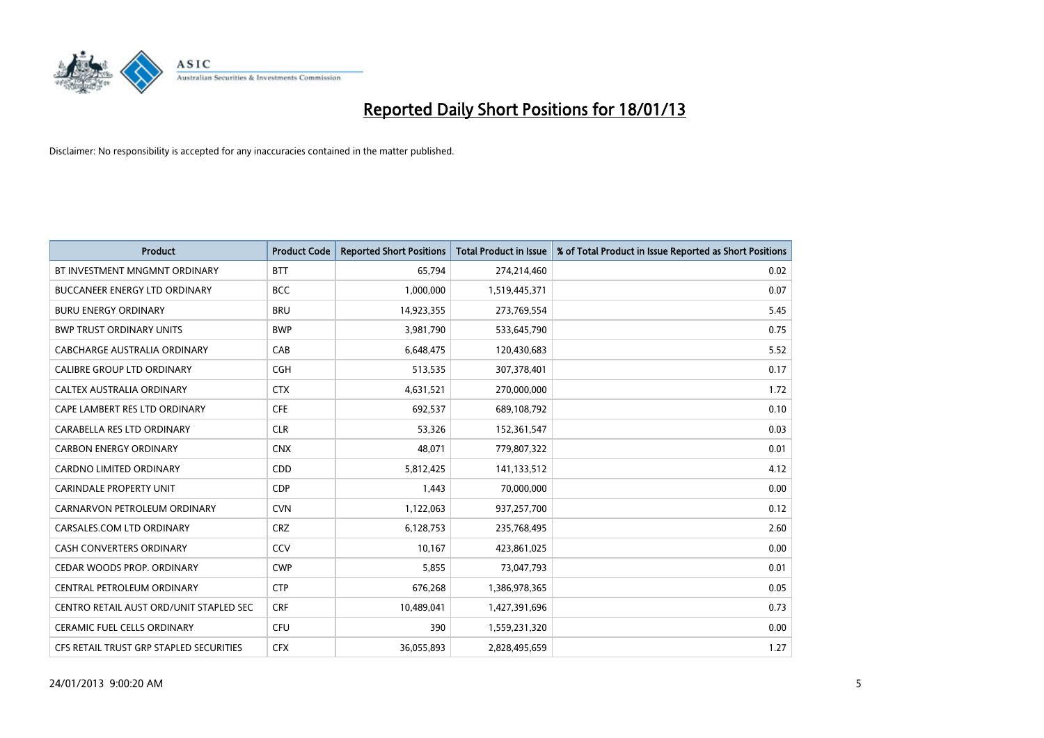# Reported Daily Short Positions for 18/01/13

Disclaimer: No responsibility is accepted for any inaccuracies contained in the matter published.

| Product | Product Code | Reported Short Positions | Total Product in Issue | % of Total Product in Issue Reported as Short Positions |
|---|---|---|---|---|
| BT INVESTMENT MNGMNT ORDINARY | BTT | 65,794 | 274,214,460 | 0.02 |
| BUCCANEER ENERGY LTD ORDINARY | BCC | 1,000,000 | 1,519,445,371 | 0.07 |
| BURU ENERGY ORDINARY | BRU | 14,923,355 | 273,769,554 | 5.45 |
| BWP TRUST ORDINARY UNITS | BWP | 3,981,790 | 533,645,790 | 0.75 |
| CABCHARGE AUSTRALIA ORDINARY | CAB | 6,648,475 | 120,430,683 | 5.52 |
| CALIBRE GROUP LTD ORDINARY | CGH | 513,535 | 307,378,401 | 0.17 |
| CALTEX AUSTRALIA ORDINARY | CTX | 4,631,521 | 270,000,000 | 1.72 |
| CAPE LAMBERT RES LTD ORDINARY | CFE | 692,537 | 689,108,792 | 0.10 |
| CARABELLA RES LTD ORDINARY | CLR | 53,326 | 152,361,547 | 0.03 |
| CARBON ENERGY ORDINARY | CNX | 48,071 | 779,807,322 | 0.01 |
| CARDNO LIMITED ORDINARY | CDD | 5,812,425 | 141,133,512 | 4.12 |
| CARINDALE PROPERTY UNIT | CDP | 1,443 | 70,000,000 | 0.00 |
| CARNARVON PETROLEUM ORDINARY | CVN | 1,122,063 | 937,257,700 | 0.12 |
| CARSALES.COM LTD ORDINARY | CRZ | 6,128,753 | 235,768,495 | 2.60 |
| CASH CONVERTERS ORDINARY | CCV | 10,167 | 423,861,025 | 0.00 |
| CEDAR WOODS PROP. ORDINARY | CWP | 5,855 | 73,047,793 | 0.01 |
| CENTRAL PETROLEUM ORDINARY | CTP | 676,268 | 1,386,978,365 | 0.05 |
| CENTRO RETAIL AUST ORD/UNIT STAPLED SEC | CRF | 10,489,041 | 1,427,391,696 | 0.73 |
| CERAMIC FUEL CELLS ORDINARY | CFU | 390 | 1,559,231,320 | 0.00 |
| CFS RETAIL TRUST GRP STAPLED SECURITIES | CFX | 36,055,893 | 2,828,495,659 | 1.27 |

24/01/2013 9:00:20 AM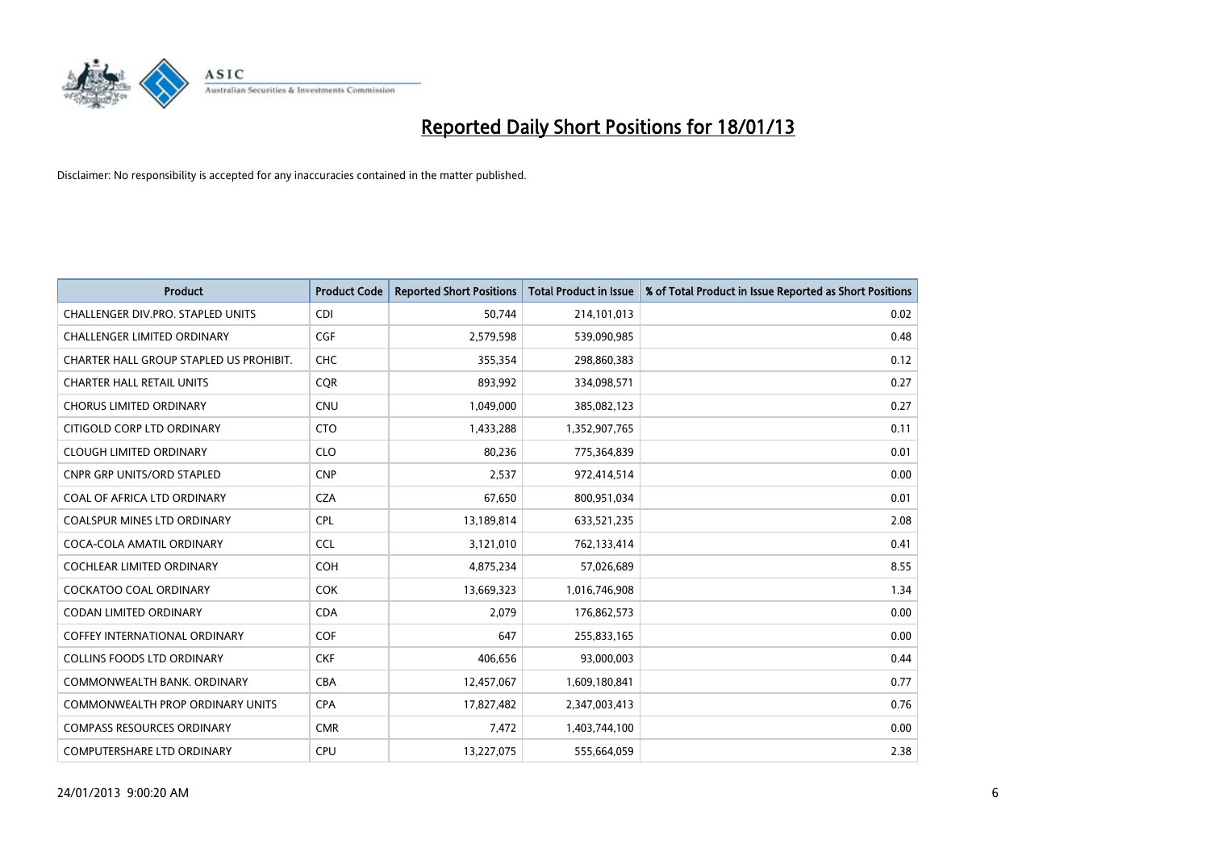# Reported Daily Short Positions for 18/01/13

Disclaimer: No responsibility is accepted for any inaccuracies contained in the matter published.

| Product | Product Code | Reported Short Positions | Total Product in Issue | % of Total Product in Issue Reported as Short Positions |
|---|---|---|---|---|
| CHALLENGER DIV.PRO. STAPLED UNITS | CDI | 50,744 | 214,101,013 | 0.02 |
| CHALLENGER LIMITED ORDINARY | CGF | 2,579,598 | 539,090,985 | 0.48 |
| CHARTER HALL GROUP STAPLED US PROHIBIT. | CHC | 355,354 | 298,860,383 | 0.12 |
| CHARTER HALL RETAIL UNITS | CQR | 893,992 | 334,098,571 | 0.27 |
| CHORUS LIMITED ORDINARY | CNU | 1,049,000 | 385,082,123 | 0.27 |
| CITIGOLD CORP LTD ORDINARY | CTO | 1,433,288 | 1,352,907,765 | 0.11 |
| CLOUGH LIMITED ORDINARY | CLO | 80,236 | 775,364,839 | 0.01 |
| CNPR GRP UNITS/ORD STAPLED | CNP | 2,537 | 972,414,514 | 0.00 |
| COAL OF AFRICA LTD ORDINARY | CZA | 67,650 | 800,951,034 | 0.01 |
| COALSPUR MINES LTD ORDINARY | CPL | 13,189,814 | 633,521,235 | 2.08 |
| COCA-COLA AMATIL ORDINARY | CCL | 3,121,010 | 762,133,414 | 0.41 |
| COCHLEAR LIMITED ORDINARY | COH | 4,875,234 | 57,026,689 | 8.55 |
| COCKATOO COAL ORDINARY | COK | 13,669,323 | 1,016,746,908 | 1.34 |
| CODAN LIMITED ORDINARY | CDA | 2,079 | 176,862,573 | 0.00 |
| COFFEY INTERNATIONAL ORDINARY | COF | 647 | 255,833,165 | 0.00 |
| COLLINS FOODS LTD ORDINARY | CKF | 406,656 | 93,000,003 | 0.44 |
| COMMONWEALTH BANK. ORDINARY | CBA | 12,457,067 | 1,609,180,841 | 0.77 |
| COMMONWEALTH PROP ORDINARY UNITS | CPA | 17,827,482 | 2,347,003,413 | 0.76 |
| COMPASS RESOURCES ORDINARY | CMR | 7,472 | 1,403,744,100 | 0.00 |
| COMPUTERSHARE LTD ORDINARY | CPU | 13,227,075 | 555,664,059 | 2.38 |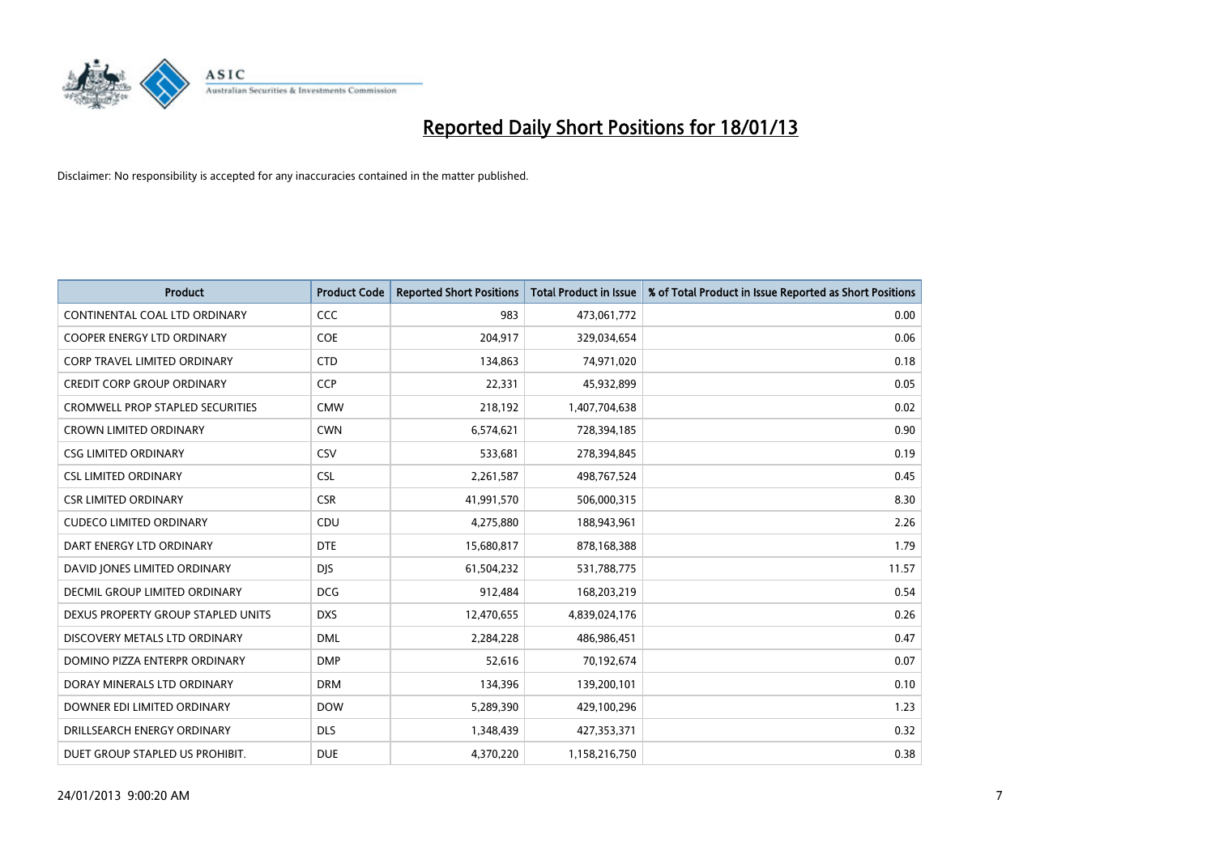# Reported Daily Short Positions for 18/01/13

Disclaimer: No responsibility is accepted for any inaccuracies contained in the matter published.

| Product | Product Code | Reported Short Positions | Total Product in Issue | % of Total Product in Issue Reported as Short Positions |
|---|---|---|---|---|
| CONTINENTAL COAL LTD ORDINARY | CCC | 983 | 473,061,772 | 0.00 |
| COOPER ENERGY LTD ORDINARY | COE | 204,917 | 329,034,654 | 0.06 |
| CORP TRAVEL LIMITED ORDINARY | CTD | 134,863 | 74,971,020 | 0.18 |
| CREDIT CORP GROUP ORDINARY | CCP | 22,331 | 45,932,899 | 0.05 |
| CROMWELL PROP STAPLED SECURITIES | CMW | 218,192 | 1,407,704,638 | 0.02 |
| CROWN LIMITED ORDINARY | CWN | 6,574,621 | 728,394,185 | 0.90 |
| CSG LIMITED ORDINARY | CSV | 533,681 | 278,394,845 | 0.19 |
| CSL LIMITED ORDINARY | CSL | 2,261,587 | 498,767,524 | 0.45 |
| CSR LIMITED ORDINARY | CSR | 41,991,570 | 506,000,315 | 8.30 |
| CUDECO LIMITED ORDINARY | CDU | 4,275,880 | 188,943,961 | 2.26 |
| DART ENERGY LTD ORDINARY | DTE | 15,680,817 | 878,168,388 | 1.79 |
| DAVID JONES LIMITED ORDINARY | DJS | 61,504,232 | 531,788,775 | 11.57 |
| DECMIL GROUP LIMITED ORDINARY | DCG | 912,484 | 168,203,219 | 0.54 |
| DEXUS PROPERTY GROUP STAPLED UNITS | DXS | 12,470,655 | 4,839,024,176 | 0.26 |
| DISCOVERY METALS LTD ORDINARY | DML | 2,284,228 | 486,986,451 | 0.47 |
| DOMINO PIZZA ENTERPR ORDINARY | DMP | 52,616 | 70,192,674 | 0.07 |
| DORAY MINERALS LTD ORDINARY | DRM | 134,396 | 139,200,101 | 0.10 |
| DOWNER EDI LIMITED ORDINARY | DOW | 5,289,390 | 429,100,296 | 1.23 |
| DRILLSEARCH ENERGY ORDINARY | DLS | 1,348,439 | 427,353,371 | 0.32 |
| DUET GROUP STAPLED US PROHIBIT. | DUE | 4,370,220 | 1,158,216,750 | 0.38 |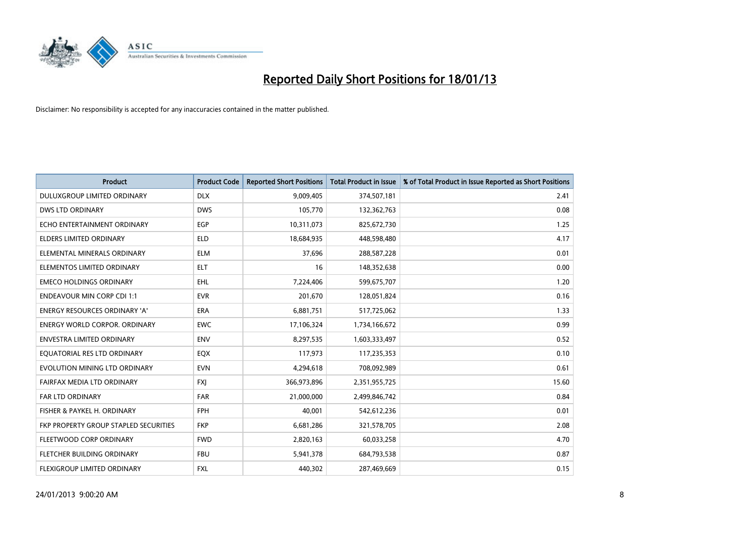# Reported Daily Short Positions for 18/01/13

Disclaimer: No responsibility is accepted for any inaccuracies contained in the matter published.

| Product | Product Code | Reported Short Positions | Total Product in Issue | % of Total Product in Issue Reported as Short Positions |
|---|---|---|---|---|
| DULUXGROUP LIMITED ORDINARY | DLX | 9,009,405 | 374,507,181 | 2.41 |
| DWS LTD ORDINARY | DWS | 105,770 | 132,362,763 | 0.08 |
| ECHO ENTERTAINMENT ORDINARY | EGP | 10,311,073 | 825,672,730 | 1.25 |
| ELDERS LIMITED ORDINARY | ELD | 18,684,935 | 448,598,480 | 4.17 |
| ELEMENTAL MINERALS ORDINARY | ELM | 37,696 | 288,587,228 | 0.01 |
| ELEMENTOS LIMITED ORDINARY | ELT | 16 | 148,352,638 | 0.00 |
| EMECO HOLDINGS ORDINARY | EHL | 7,224,406 | 599,675,707 | 1.20 |
| ENDEAVOUR MIN CORP CDI 1:1 | EVR | 201,670 | 128,051,824 | 0.16 |
| ENERGY RESOURCES ORDINARY 'A' | ERA | 6,881,751 | 517,725,062 | 1.33 |
| ENERGY WORLD CORPOR. ORDINARY | EWC | 17,106,324 | 1,734,166,672 | 0.99 |
| ENVESTRA LIMITED ORDINARY | ENV | 8,297,535 | 1,603,333,497 | 0.52 |
| EQUATORIAL RES LTD ORDINARY | EQX | 117,973 | 117,235,353 | 0.10 |
| EVOLUTION MINING LTD ORDINARY | EVN | 4,294,618 | 708,092,989 | 0.61 |
| FAIRFAX MEDIA LTD ORDINARY | FXJ | 366,973,896 | 2,351,955,725 | 15.60 |
| FAR LTD ORDINARY | FAR | 21,000,000 | 2,499,846,742 | 0.84 |
| FISHER & PAYKEL H. ORDINARY | FPH | 40,001 | 542,612,236 | 0.01 |
| FKP PROPERTY GROUP STAPLED SECURITIES | FKP | 6,681,286 | 321,578,705 | 2.08 |
| FLEETWOOD CORP ORDINARY | FWD | 2,820,163 | 60,033,258 | 4.70 |
| FLETCHER BUILDING ORDINARY | FBU | 5,941,378 | 684,793,538 | 0.87 |
| FLEXIGROUP LIMITED ORDINARY | FXL | 440,302 | 287,469,669 | 0.15 |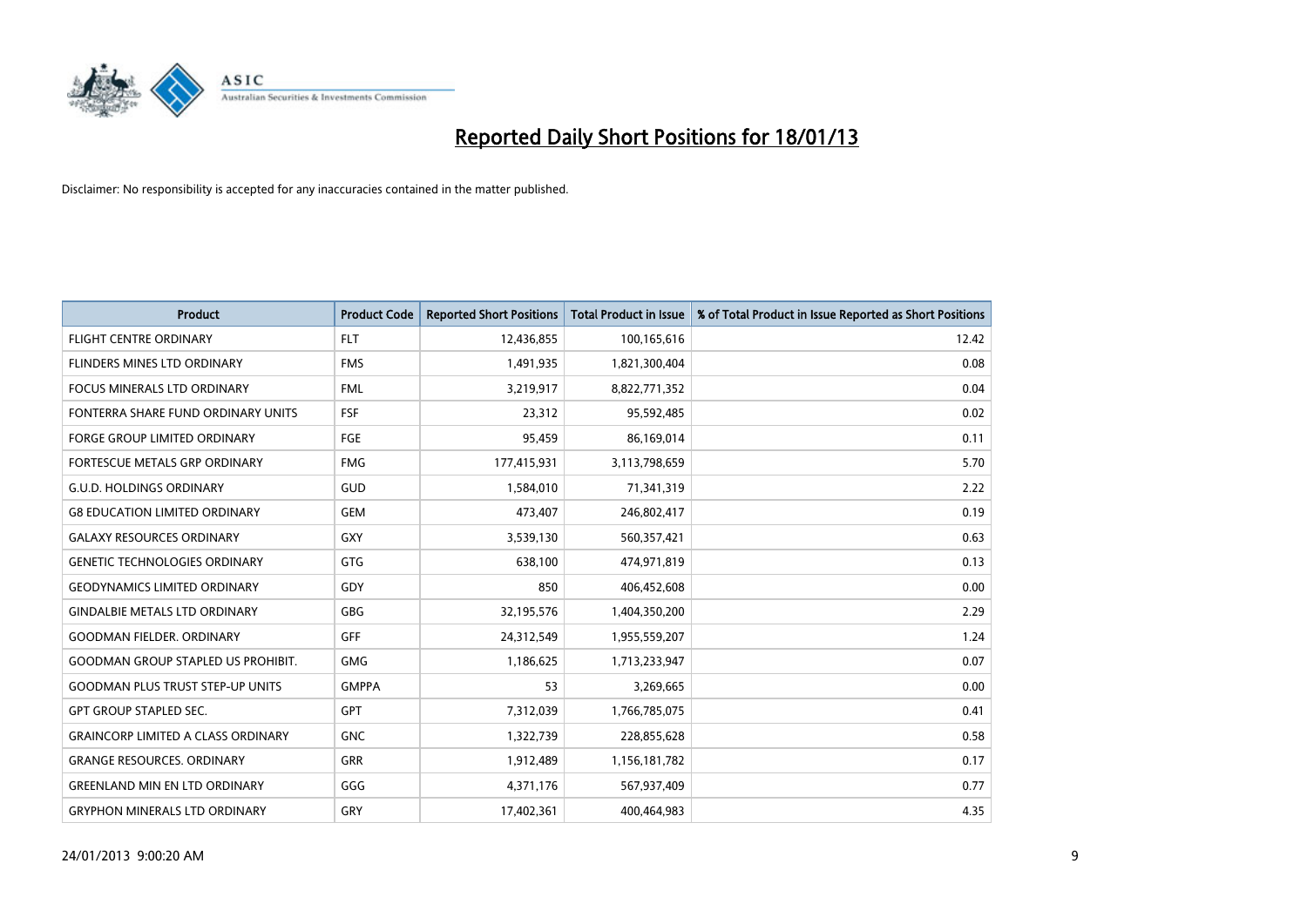# Reported Daily Short Positions for 18/01/13

Disclaimer: No responsibility is accepted for any inaccuracies contained in the matter published.

| Product | Product Code | Reported Short Positions | Total Product in Issue | % of Total Product in Issue Reported as Short Positions |
|---|---|---|---|---|
| FLIGHT CENTRE ORDINARY | FLT | 12,436,855 | 100,165,616 | 12.42 |
| FLINDERS MINES LTD ORDINARY | FMS | 1,491,935 | 1,821,300,404 | 0.08 |
| FOCUS MINERALS LTD ORDINARY | FML | 3,219,917 | 8,822,771,352 | 0.04 |
| FONTERRA SHARE FUND ORDINARY UNITS | FSF | 23,312 | 95,592,485 | 0.02 |
| FORGE GROUP LIMITED ORDINARY | FGE | 95,459 | 86,169,014 | 0.11 |
| FORTESCUE METALS GRP ORDINARY | FMG | 177,415,931 | 3,113,798,659 | 5.70 |
| G.U.D. HOLDINGS ORDINARY | GUD | 1,584,010 | 71,341,319 | 2.22 |
| G8 EDUCATION LIMITED ORDINARY | GEM | 473,407 | 246,802,417 | 0.19 |
| GALAXY RESOURCES ORDINARY | GXY | 3,539,130 | 560,357,421 | 0.63 |
| GENETIC TECHNOLOGIES ORDINARY | GTG | 638,100 | 474,971,819 | 0.13 |
| GEODYNAMICS LIMITED ORDINARY | GDY | 850 | 406,452,608 | 0.00 |
| GINDALBIE METALS LTD ORDINARY | GBG | 32,195,576 | 1,404,350,200 | 2.29 |
| GOODMAN FIELDER. ORDINARY | GFF | 24,312,549 | 1,955,559,207 | 1.24 |
| GOODMAN GROUP STAPLED US PROHIBIT. | GMG | 1,186,625 | 1,713,233,947 | 0.07 |
| GOODMAN PLUS TRUST STEP-UP UNITS | GMPPA | 53 | 3,269,665 | 0.00 |
| GPT GROUP STAPLED SEC. | GPT | 7,312,039 | 1,766,785,075 | 0.41 |
| GRAINCORP LIMITED A CLASS ORDINARY | GNC | 1,322,739 | 228,855,628 | 0.58 |
| GRANGE RESOURCES. ORDINARY | GRR | 1,912,489 | 1,156,181,782 | 0.17 |
| GREENLAND MIN EN LTD ORDINARY | GGG | 4,371,176 | 567,937,409 | 0.77 |
| GRYPHON MINERALS LTD ORDINARY | GRY | 17,402,361 | 400,464,983 | 4.35 |

24/01/2013 9:00:20 AM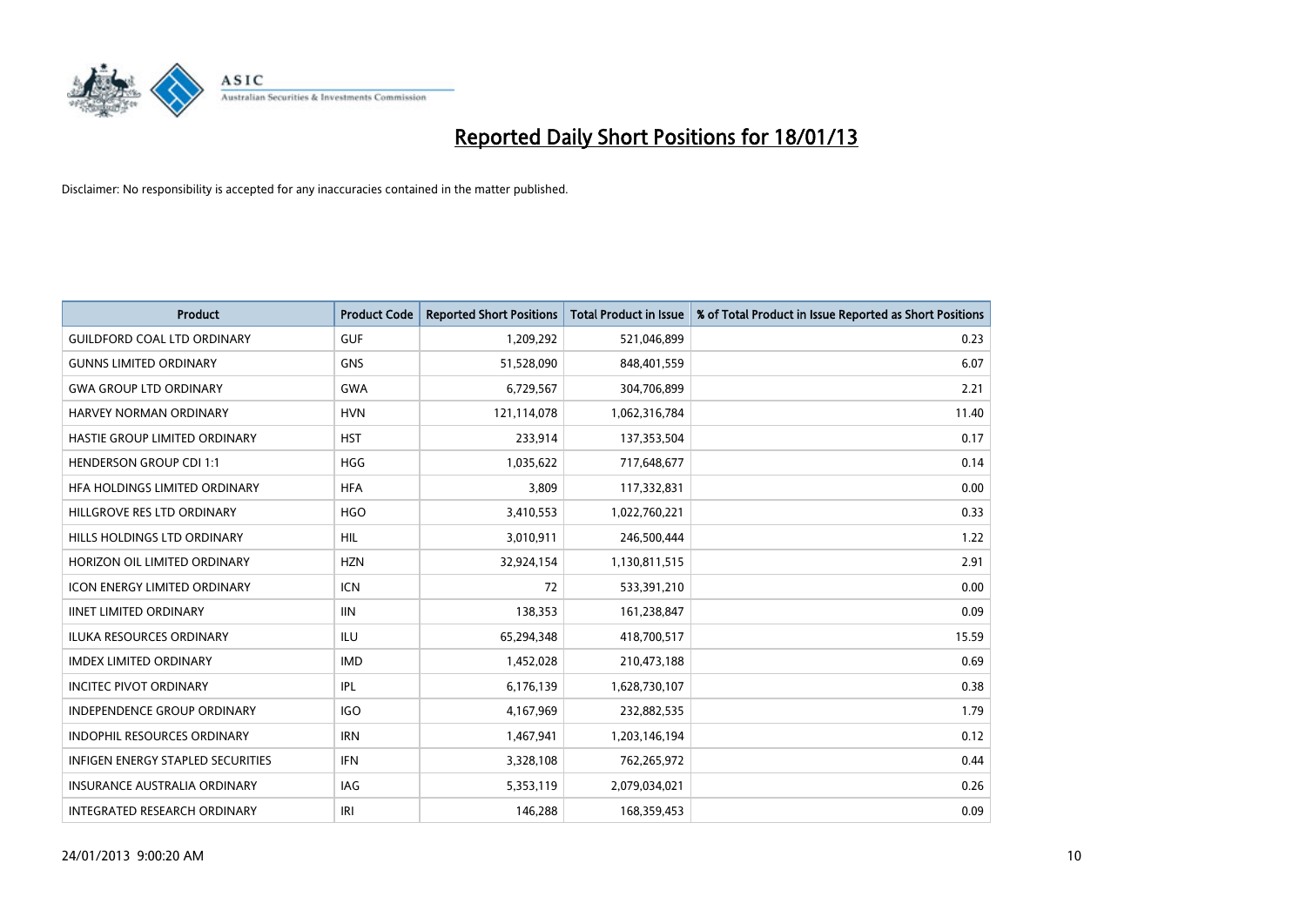# Reported Daily Short Positions for 18/01/13

Disclaimer: No responsibility is accepted for any inaccuracies contained in the matter published.

| Product | Product Code | Reported Short Positions | Total Product in Issue | % of Total Product in Issue Reported as Short Positions |
|---|---|---|---|---|
| GUILDFORD COAL LTD ORDINARY | GUF | 1,209,292 | 521,046,899 | 0.23 |
| GUNNS LIMITED ORDINARY | GNS | 51,528,090 | 848,401,559 | 6.07 |
| GWA GROUP LTD ORDINARY | GWA | 6,729,567 | 304,706,899 | 2.21 |
| HARVEY NORMAN ORDINARY | HVN | 121,114,078 | 1,062,316,784 | 11.40 |
| HASTIE GROUP LIMITED ORDINARY | HST | 233,914 | 137,353,504 | 0.17 |
| HENDERSON GROUP CDI 1:1 | HGG | 1,035,622 | 717,648,677 | 0.14 |
| HFA HOLDINGS LIMITED ORDINARY | HFA | 3,809 | 117,332,831 | 0.00 |
| HILLGROVE RES LTD ORDINARY | HGO | 3,410,553 | 1,022,760,221 | 0.33 |
| HILLS HOLDINGS LTD ORDINARY | HIL | 3,010,911 | 246,500,444 | 1.22 |
| HORIZON OIL LIMITED ORDINARY | HZN | 32,924,154 | 1,130,811,515 | 2.91 |
| ICON ENERGY LIMITED ORDINARY | ICN | 72 | 533,391,210 | 0.00 |
| IINET LIMITED ORDINARY | IIN | 138,353 | 161,238,847 | 0.09 |
| ILUKA RESOURCES ORDINARY | ILU | 65,294,348 | 418,700,517 | 15.59 |
| IMDEX LIMITED ORDINARY | IMD | 1,452,028 | 210,473,188 | 0.69 |
| INCITEC PIVOT ORDINARY | IPL | 6,176,139 | 1,628,730,107 | 0.38 |
| INDEPENDENCE GROUP ORDINARY | IGO | 4,167,969 | 232,882,535 | 1.79 |
| INDOPHIL RESOURCES ORDINARY | IRN | 1,467,941 | 1,203,146,194 | 0.12 |
| INFIGEN ENERGY STAPLED SECURITIES | IFN | 3,328,108 | 762,265,972 | 0.44 |
| INSURANCE AUSTRALIA ORDINARY | IAG | 5,353,119 | 2,079,034,021 | 0.26 |
| INTEGRATED RESEARCH ORDINARY | IRI | 146,288 | 168,359,453 | 0.09 |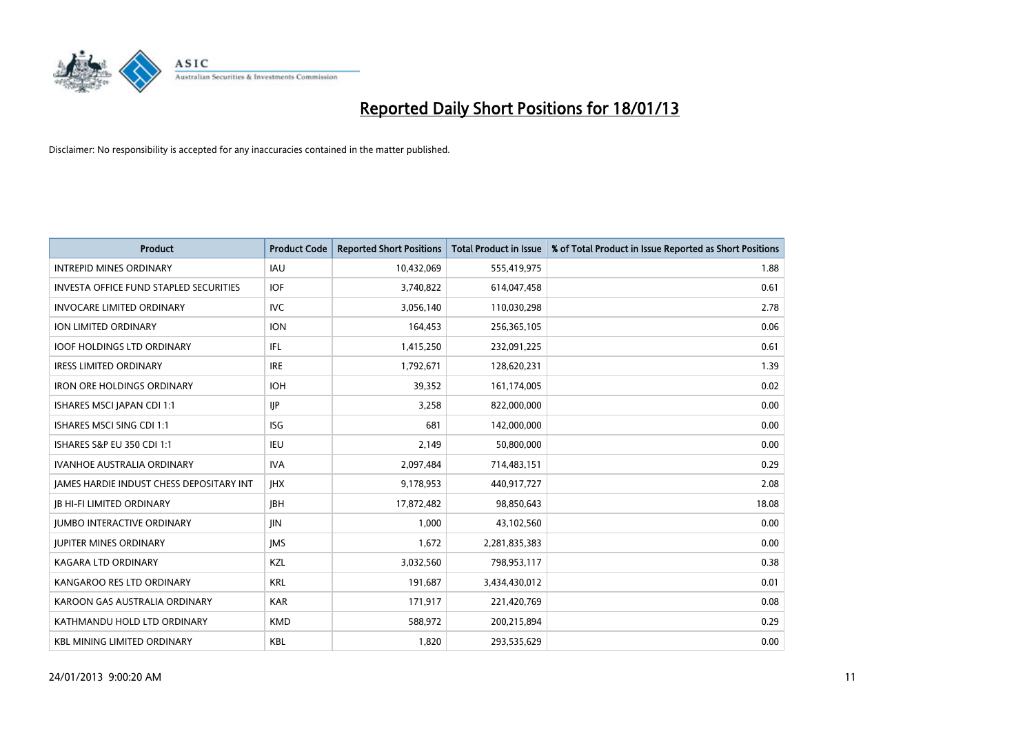# Reported Daily Short Positions for 18/01/13

Disclaimer: No responsibility is accepted for any inaccuracies contained in the matter published.

| Product | Product Code | Reported Short Positions | Total Product in Issue | % of Total Product in Issue Reported as Short Positions |
|---|---|---|---|---|
| INTREPID MINES ORDINARY | IAU | 10,432,069 | 555,419,975 | 1.88 |
| INVESTA OFFICE FUND STAPLED SECURITIES | IOF | 3,740,822 | 614,047,458 | 0.61 |
| INVOCARE LIMITED ORDINARY | IVC | 3,056,140 | 110,030,298 | 2.78 |
| ION LIMITED ORDINARY | ION | 164,453 | 256,365,105 | 0.06 |
| IOOF HOLDINGS LTD ORDINARY | IFL | 1,415,250 | 232,091,225 | 0.61 |
| IRESS LIMITED ORDINARY | IRE | 1,792,671 | 128,620,231 | 1.39 |
| IRON ORE HOLDINGS ORDINARY | IOH | 39,352 | 161,174,005 | 0.02 |
| ISHARES MSCI JAPAN CDI 1:1 | IJP | 3,258 | 822,000,000 | 0.00 |
| ISHARES MSCI SING CDI 1:1 | ISG | 681 | 142,000,000 | 0.00 |
| ISHARES S&P EU 350 CDI 1:1 | IEU | 2,149 | 50,800,000 | 0.00 |
| IVANHOE AUSTRALIA ORDINARY | IVA | 2,097,484 | 714,483,151 | 0.29 |
| JAMES HARDIE INDUST CHESS DEPOSITARY INT | JHX | 9,178,953 | 440,917,727 | 2.08 |
| JB HI-FI LIMITED ORDINARY | JBH | 17,872,482 | 98,850,643 | 18.08 |
| JUMBO INTERACTIVE ORDINARY | JIN | 1,000 | 43,102,560 | 0.00 |
| JUPITER MINES ORDINARY | JMS | 1,672 | 2,281,835,383 | 0.00 |
| KAGARA LTD ORDINARY | KZL | 3,032,560 | 798,953,117 | 0.38 |
| KANGAROO RES LTD ORDINARY | KRL | 191,687 | 3,434,430,012 | 0.01 |
| KAROON GAS AUSTRALIA ORDINARY | KAR | 171,917 | 221,420,769 | 0.08 |
| KATHMANDU HOLD LTD ORDINARY | KMD | 588,972 | 200,215,894 | 0.29 |
| KBL MINING LIMITED ORDINARY | KBL | 1,820 | 293,535,629 | 0.00 |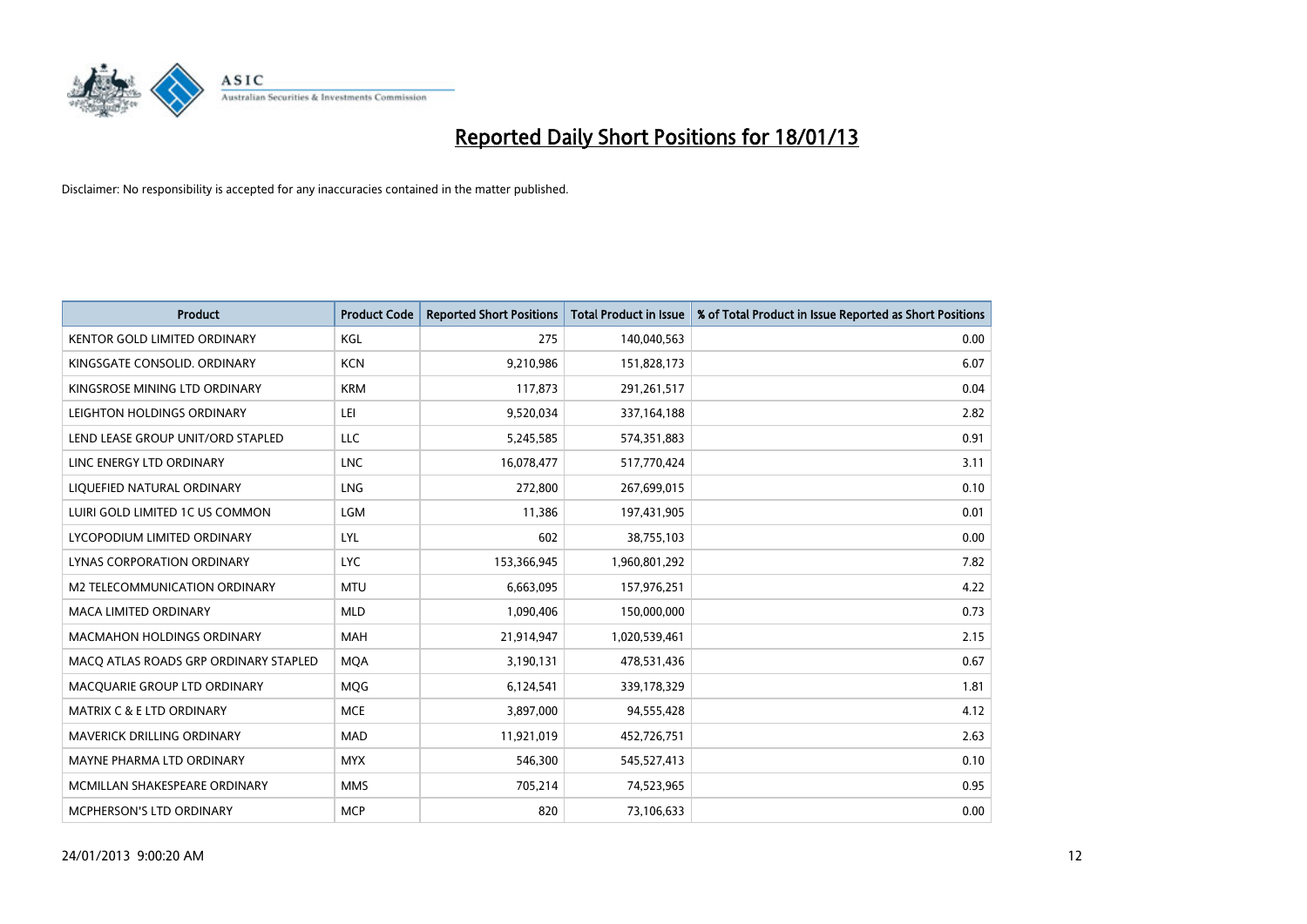# Reported Daily Short Positions for 18/01/13

Disclaimer: No responsibility is accepted for any inaccuracies contained in the matter published.

| Product | Product Code | Reported Short Positions | Total Product in Issue | % of Total Product in Issue Reported as Short Positions |
|---|---|---|---|---|
| KENTOR GOLD LIMITED ORDINARY | KGL | 275 | 140,040,563 | 0.00 |
| KINGSGATE CONSOLID. ORDINARY | KCN | 9,210,986 | 151,828,173 | 6.07 |
| KINGSROSE MINING LTD ORDINARY | KRM | 117,873 | 291,261,517 | 0.04 |
| LEIGHTON HOLDINGS ORDINARY | LEI | 9,520,034 | 337,164,188 | 2.82 |
| LEND LEASE GROUP UNIT/ORD STAPLED | LLC | 5,245,585 | 574,351,883 | 0.91 |
| LINC ENERGY LTD ORDINARY | LNC | 16,078,477 | 517,770,424 | 3.11 |
| LIQUEFIED NATURAL ORDINARY | LNG | 272,800 | 267,699,015 | 0.10 |
| LUIRI GOLD LIMITED 1C US COMMON | LGM | 11,386 | 197,431,905 | 0.01 |
| LYCOPODIUM LIMITED ORDINARY | LYL | 602 | 38,755,103 | 0.00 |
| LYNAS CORPORATION ORDINARY | LYC | 153,366,945 | 1,960,801,292 | 7.82 |
| M2 TELECOMMUNICATION ORDINARY | MTU | 6,663,095 | 157,976,251 | 4.22 |
| MACA LIMITED ORDINARY | MLD | 1,090,406 | 150,000,000 | 0.73 |
| MACMAHON HOLDINGS ORDINARY | MAH | 21,914,947 | 1,020,539,461 | 2.15 |
| MACQ ATLAS ROADS GRP ORDINARY STAPLED | MQA | 3,190,131 | 478,531,436 | 0.67 |
| MACQUARIE GROUP LTD ORDINARY | MQG | 6,124,541 | 339,178,329 | 1.81 |
| MATRIX C & E LTD ORDINARY | MCE | 3,897,000 | 94,555,428 | 4.12 |
| MAVERICK DRILLING ORDINARY | MAD | 11,921,019 | 452,726,751 | 2.63 |
| MAYNE PHARMA LTD ORDINARY | MYX | 546,300 | 545,527,413 | 0.10 |
| MCMILLAN SHAKESPEARE ORDINARY | MMS | 705,214 | 74,523,965 | 0.95 |
| MCPHERSON'S LTD ORDINARY | MCP | 820 | 73,106,633 | 0.00 |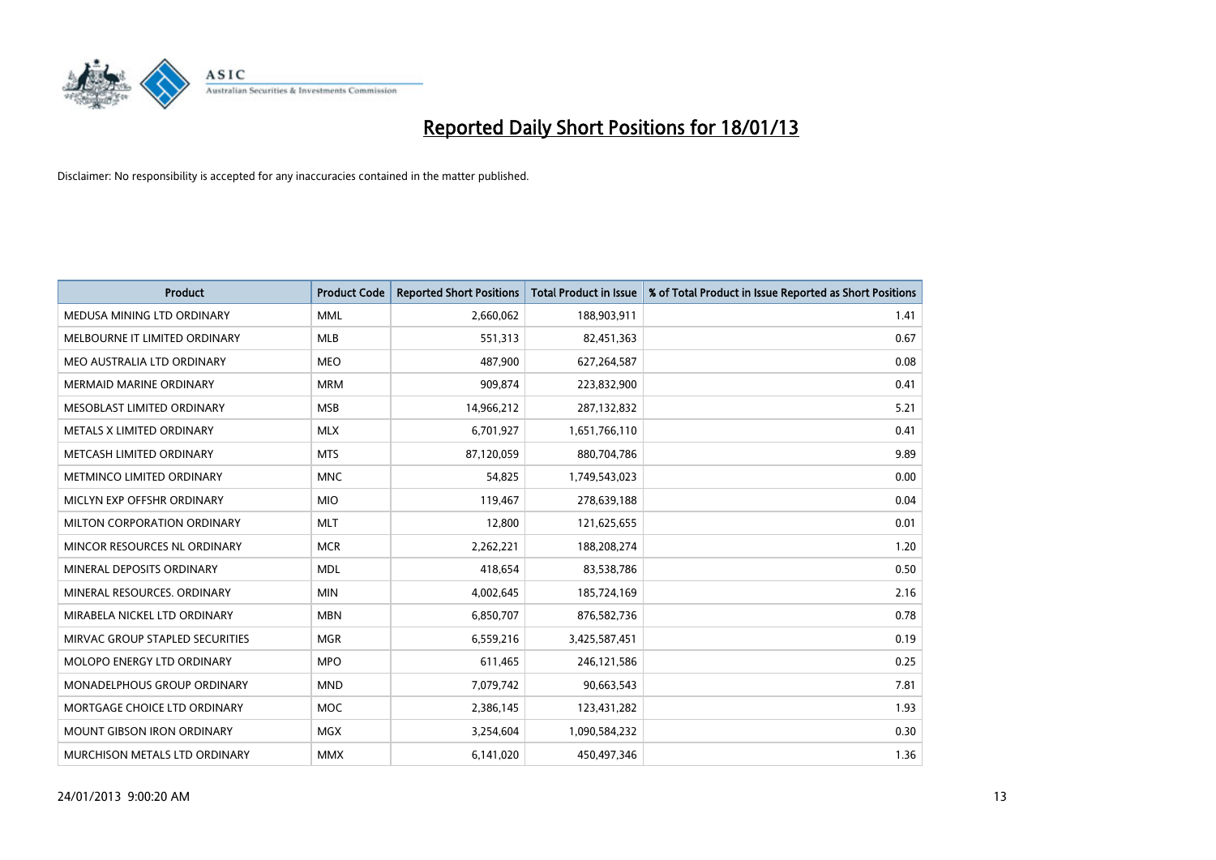# Reported Daily Short Positions for 18/01/13

Disclaimer: No responsibility is accepted for any inaccuracies contained in the matter published.

| Product | Product Code | Reported Short Positions | Total Product in Issue | % of Total Product in Issue Reported as Short Positions |
|---|---|---|---|---|
| MEDUSA MINING LTD ORDINARY | MML | 2,660,062 | 188,903,911 | 1.41 |
| MELBOURNE IT LIMITED ORDINARY | MLB | 551,313 | 82,451,363 | 0.67 |
| MEO AUSTRALIA LTD ORDINARY | MEO | 487,900 | 627,264,587 | 0.08 |
| MERMAID MARINE ORDINARY | MRM | 909,874 | 223,832,900 | 0.41 |
| MESOBLAST LIMITED ORDINARY | MSB | 14,966,212 | 287,132,832 | 5.21 |
| METALS X LIMITED ORDINARY | MLX | 6,701,927 | 1,651,766,110 | 0.41 |
| METCASH LIMITED ORDINARY | MTS | 87,120,059 | 880,704,786 | 9.89 |
| METMINCO LIMITED ORDINARY | MNC | 54,825 | 1,749,543,023 | 0.00 |
| MICLYN EXP OFFSHR ORDINARY | MIO | 119,467 | 278,639,188 | 0.04 |
| MILTON CORPORATION ORDINARY | MLT | 12,800 | 121,625,655 | 0.01 |
| MINCOR RESOURCES NL ORDINARY | MCR | 2,262,221 | 188,208,274 | 1.20 |
| MINERAL DEPOSITS ORDINARY | MDL | 418,654 | 83,538,786 | 0.50 |
| MINERAL RESOURCES. ORDINARY | MIN | 4,002,645 | 185,724,169 | 2.16 |
| MIRABELA NICKEL LTD ORDINARY | MBN | 6,850,707 | 876,582,736 | 0.78 |
| MIRVAC GROUP STAPLED SECURITIES | MGR | 6,559,216 | 3,425,587,451 | 0.19 |
| MOLOPO ENERGY LTD ORDINARY | MPO | 611,465 | 246,121,586 | 0.25 |
| MONADELPHOUS GROUP ORDINARY | MND | 7,079,742 | 90,663,543 | 7.81 |
| MORTGAGE CHOICE LTD ORDINARY | MOC | 2,386,145 | 123,431,282 | 1.93 |
| MOUNT GIBSON IRON ORDINARY | MGX | 3,254,604 | 1,090,584,232 | 0.30 |
| MURCHISON METALS LTD ORDINARY | MMX | 6,141,020 | 450,497,346 | 1.36 |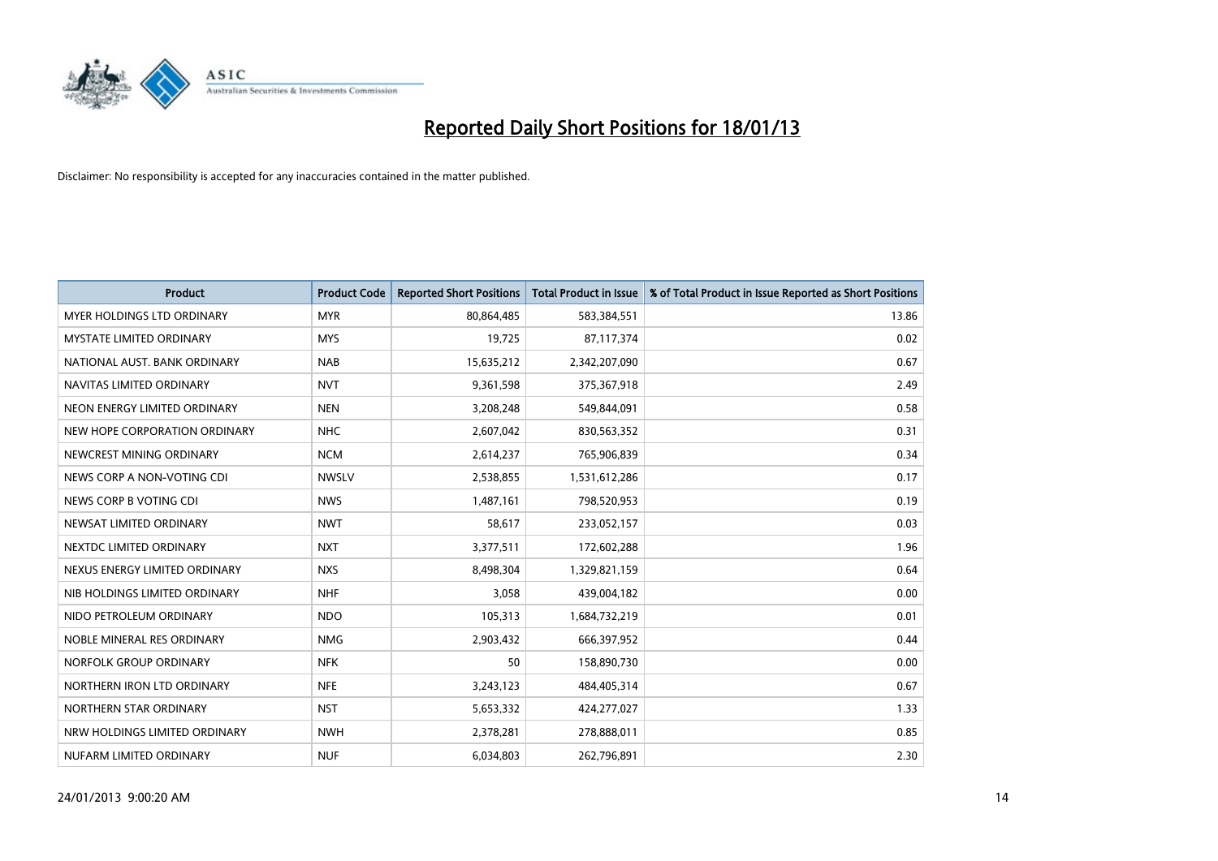# Reported Daily Short Positions for 18/01/13

Disclaimer: No responsibility is accepted for any inaccuracies contained in the matter published.

| Product | Product Code | Reported Short Positions | Total Product in Issue | % of Total Product in Issue Reported as Short Positions |
|---|---|---|---|---|
| MYER HOLDINGS LTD ORDINARY | MYR | 80,864,485 | 583,384,551 | 13.86 |
| MYSTATE LIMITED ORDINARY | MYS | 19,725 | 87,117,374 | 0.02 |
| NATIONAL AUST. BANK ORDINARY | NAB | 15,635,212 | 2,342,207,090 | 0.67 |
| NAVITAS LIMITED ORDINARY | NVT | 9,361,598 | 375,367,918 | 2.49 |
| NEON ENERGY LIMITED ORDINARY | NEN | 3,208,248 | 549,844,091 | 0.58 |
| NEW HOPE CORPORATION ORDINARY | NHC | 2,607,042 | 830,563,352 | 0.31 |
| NEWCREST MINING ORDINARY | NCM | 2,614,237 | 765,906,839 | 0.34 |
| NEWS CORP A NON-VOTING CDI | NWSLV | 2,538,855 | 1,531,612,286 | 0.17 |
| NEWS CORP B VOTING CDI | NWS | 1,487,161 | 798,520,953 | 0.19 |
| NEWSAT LIMITED ORDINARY | NWT | 58,617 | 233,052,157 | 0.03 |
| NEXTDC LIMITED ORDINARY | NXT | 3,377,511 | 172,602,288 | 1.96 |
| NEXUS ENERGY LIMITED ORDINARY | NXS | 8,498,304 | 1,329,821,159 | 0.64 |
| NIB HOLDINGS LIMITED ORDINARY | NHF | 3,058 | 439,004,182 | 0.00 |
| NIDO PETROLEUM ORDINARY | NDO | 105,313 | 1,684,732,219 | 0.01 |
| NOBLE MINERAL RES ORDINARY | NMG | 2,903,432 | 666,397,952 | 0.44 |
| NORFOLK GROUP ORDINARY | NFK | 50 | 158,890,730 | 0.00 |
| NORTHERN IRON LTD ORDINARY | NFE | 3,243,123 | 484,405,314 | 0.67 |
| NORTHERN STAR ORDINARY | NST | 5,653,332 | 424,277,027 | 1.33 |
| NRW HOLDINGS LIMITED ORDINARY | NWH | 2,378,281 | 278,888,011 | 0.85 |
| NUFARM LIMITED ORDINARY | NUF | 6,034,803 | 262,796,891 | 2.30 |

24/01/2013 9:00:20 AM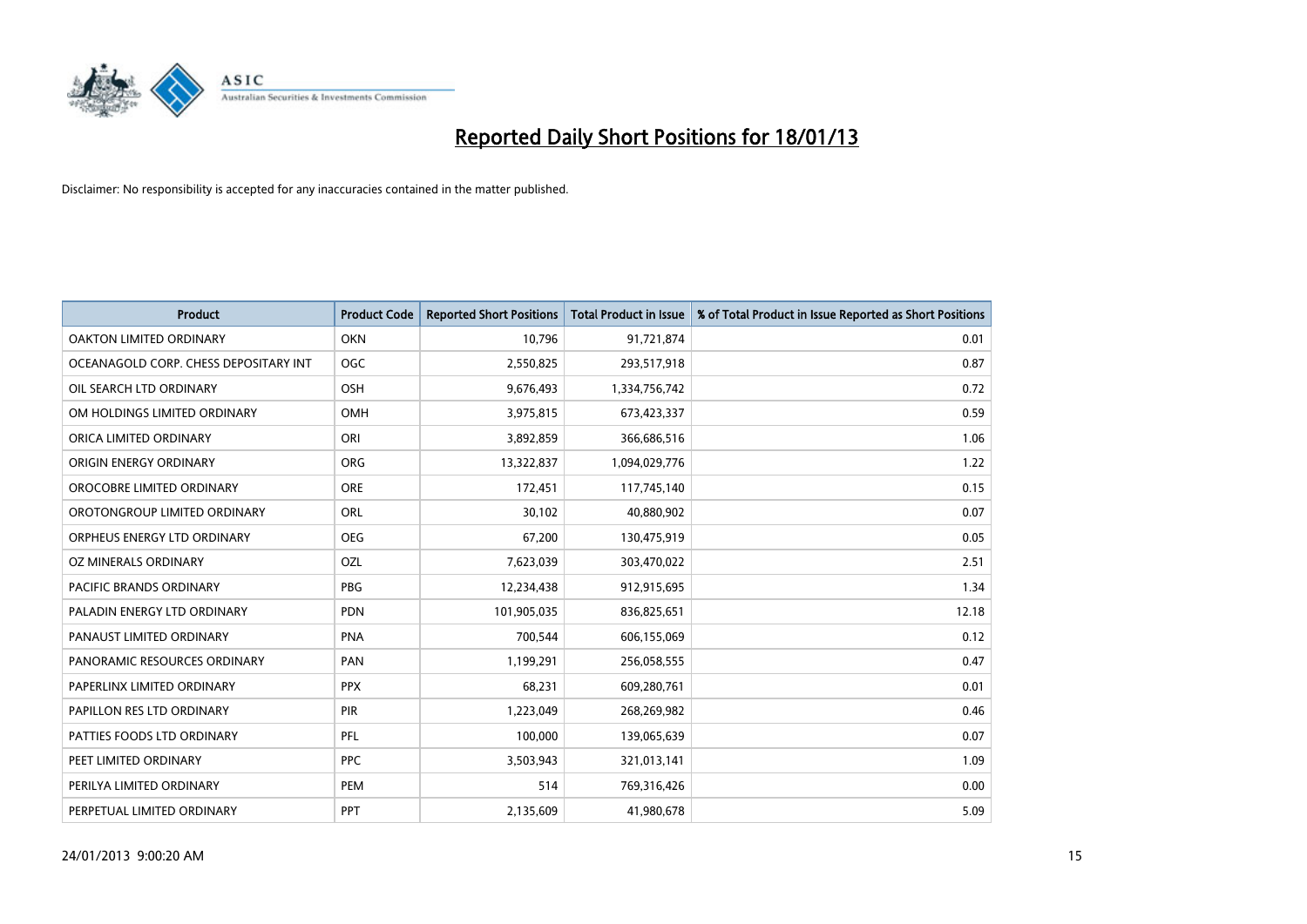# Reported Daily Short Positions for 18/01/13

Disclaimer: No responsibility is accepted for any inaccuracies contained in the matter published.

| Product | Product Code | Reported Short Positions | Total Product in Issue | % of Total Product in Issue Reported as Short Positions |
|---|---|---|---|---|
| OAKTON LIMITED ORDINARY | OKN | 10,796 | 91,721,874 | 0.01 |
| OCEANAGOLD CORP. CHESS DEPOSITARY INT | OGC | 2,550,825 | 293,517,918 | 0.87 |
| OIL SEARCH LTD ORDINARY | OSH | 9,676,493 | 1,334,756,742 | 0.72 |
| OM HOLDINGS LIMITED ORDINARY | OMH | 3,975,815 | 673,423,337 | 0.59 |
| ORICA LIMITED ORDINARY | ORI | 3,892,859 | 366,686,516 | 1.06 |
| ORIGIN ENERGY ORDINARY | ORG | 13,322,837 | 1,094,029,776 | 1.22 |
| OROCOBRE LIMITED ORDINARY | ORE | 172,451 | 117,745,140 | 0.15 |
| OROTONGROUP LIMITED ORDINARY | ORL | 30,102 | 40,880,902 | 0.07 |
| ORPHEUS ENERGY LTD ORDINARY | OEG | 67,200 | 130,475,919 | 0.05 |
| OZ MINERALS ORDINARY | OZL | 7,623,039 | 303,470,022 | 2.51 |
| PACIFIC BRANDS ORDINARY | PBG | 12,234,438 | 912,915,695 | 1.34 |
| PALADIN ENERGY LTD ORDINARY | PDN | 101,905,035 | 836,825,651 | 12.18 |
| PANAUST LIMITED ORDINARY | PNA | 700,544 | 606,155,069 | 0.12 |
| PANORAMIC RESOURCES ORDINARY | PAN | 1,199,291 | 256,058,555 | 0.47 |
| PAPERLINX LIMITED ORDINARY | PPX | 68,231 | 609,280,761 | 0.01 |
| PAPILLON RES LTD ORDINARY | PIR | 1,223,049 | 268,269,982 | 0.46 |
| PATTIES FOODS LTD ORDINARY | PFL | 100,000 | 139,065,639 | 0.07 |
| PEET LIMITED ORDINARY | PPC | 3,503,943 | 321,013,141 | 1.09 |
| PERILYA LIMITED ORDINARY | PEM | 514 | 769,316,426 | 0.00 |
| PERPETUAL LIMITED ORDINARY | PPT | 2,135,609 | 41,980,678 | 5.09 |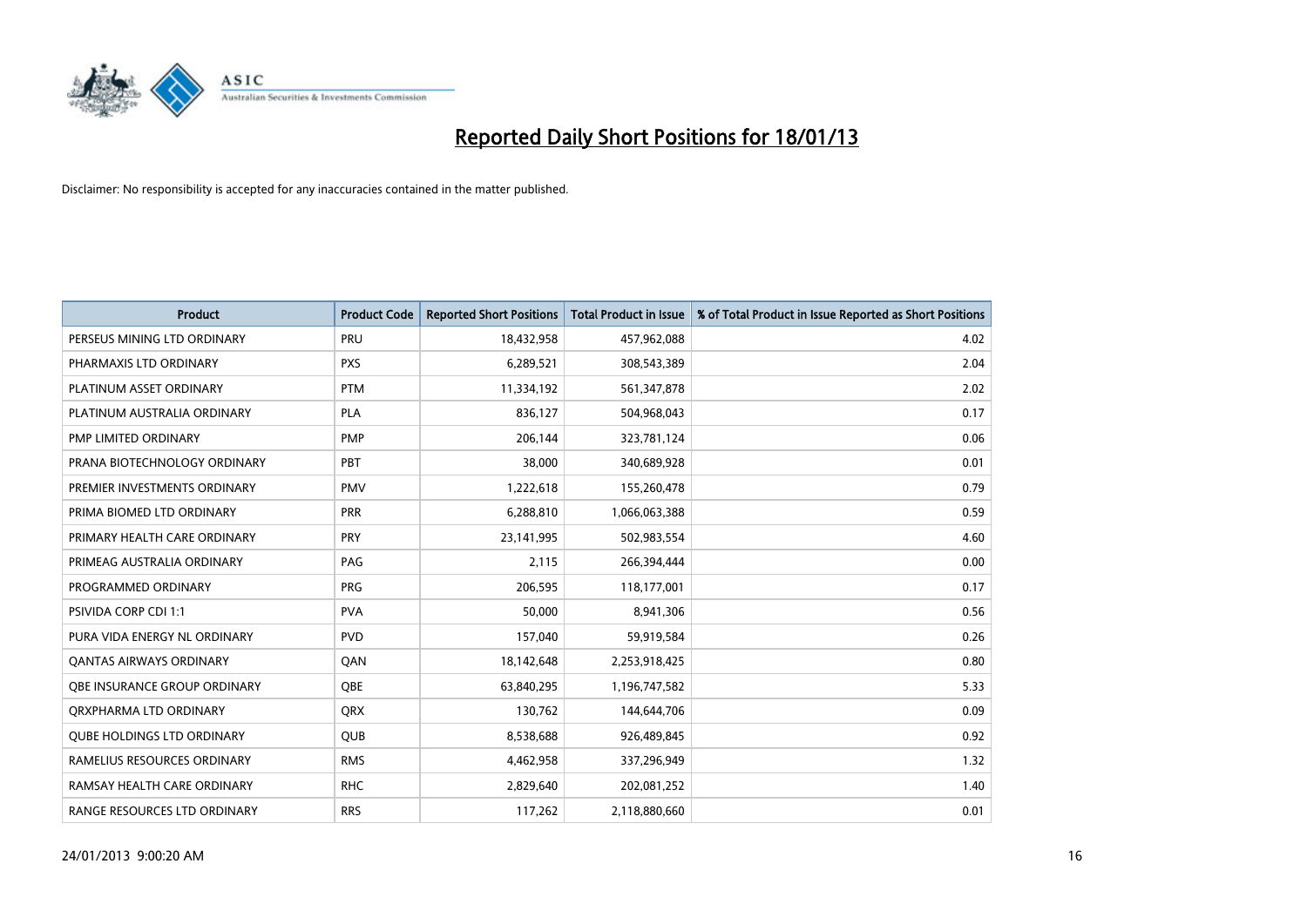# Reported Daily Short Positions for 18/01/13

Disclaimer: No responsibility is accepted for any inaccuracies contained in the matter published.

| Product | Product Code | Reported Short Positions | Total Product in Issue | % of Total Product in Issue Reported as Short Positions |
|---|---|---|---|---|
| PERSEUS MINING LTD ORDINARY | PRU | 18,432,958 | 457,962,088 | 4.02 |
| PHARMAXIS LTD ORDINARY | PXS | 6,289,521 | 308,543,389 | 2.04 |
| PLATINUM ASSET ORDINARY | PTM | 11,334,192 | 561,347,878 | 2.02 |
| PLATINUM AUSTRALIA ORDINARY | PLA | 836,127 | 504,968,043 | 0.17 |
| PMP LIMITED ORDINARY | PMP | 206,144 | 323,781,124 | 0.06 |
| PRANA BIOTECHNOLOGY ORDINARY | PBT | 38,000 | 340,689,928 | 0.01 |
| PREMIER INVESTMENTS ORDINARY | PMV | 1,222,618 | 155,260,478 | 0.79 |
| PRIMA BIOMED LTD ORDINARY | PRR | 6,288,810 | 1,066,063,388 | 0.59 |
| PRIMARY HEALTH CARE ORDINARY | PRY | 23,141,995 | 502,983,554 | 4.60 |
| PRIMEAG AUSTRALIA ORDINARY | PAG | 2,115 | 266,394,444 | 0.00 |
| PROGRAMMED ORDINARY | PRG | 206,595 | 118,177,001 | 0.17 |
| PSIVIDA CORP CDI 1:1 | PVA | 50,000 | 8,941,306 | 0.56 |
| PURA VIDA ENERGY NL ORDINARY | PVD | 157,040 | 59,919,584 | 0.26 |
| QANTAS AIRWAYS ORDINARY | QAN | 18,142,648 | 2,253,918,425 | 0.80 |
| QBE INSURANCE GROUP ORDINARY | QBE | 63,840,295 | 1,196,747,582 | 5.33 |
| QRXPHARMA LTD ORDINARY | QRX | 130,762 | 144,644,706 | 0.09 |
| QUBE HOLDINGS LTD ORDINARY | QUB | 8,538,688 | 926,489,845 | 0.92 |
| RAMELIUS RESOURCES ORDINARY | RMS | 4,462,958 | 337,296,949 | 1.32 |
| RAMSAY HEALTH CARE ORDINARY | RHC | 2,829,640 | 202,081,252 | 1.40 |
| RANGE RESOURCES LTD ORDINARY | RRS | 117,262 | 2,118,880,660 | 0.01 |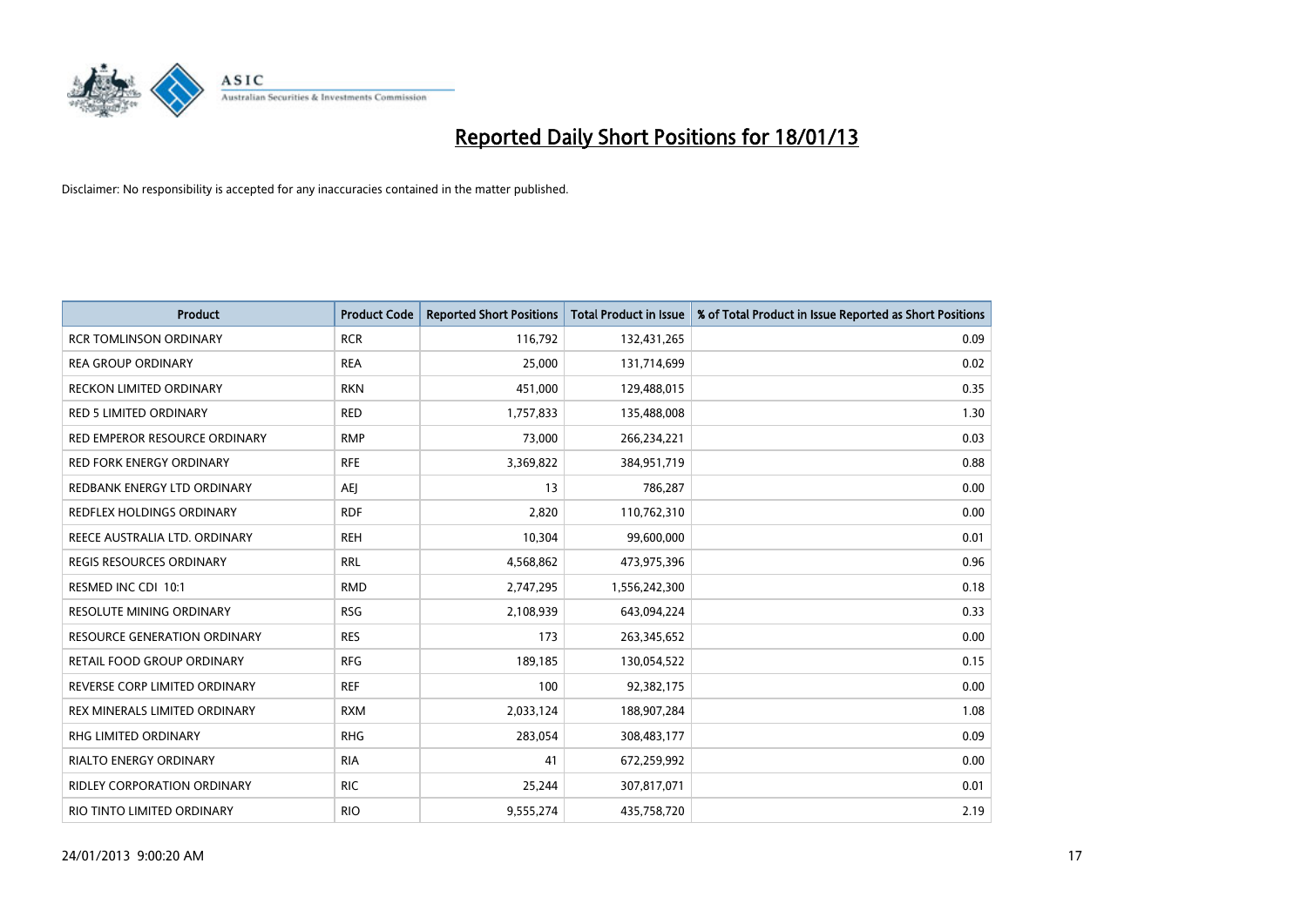# Reported Daily Short Positions for 18/01/13

Disclaimer: No responsibility is accepted for any inaccuracies contained in the matter published.

| Product | Product Code | Reported Short Positions | Total Product in Issue | % of Total Product in Issue Reported as Short Positions |
|---|---|---|---|---|
| RCR TOMLINSON ORDINARY | RCR | 116,792 | 132,431,265 | 0.09 |
| REA GROUP ORDINARY | REA | 25,000 | 131,714,699 | 0.02 |
| RECKON LIMITED ORDINARY | RKN | 451,000 | 129,488,015 | 0.35 |
| RED 5 LIMITED ORDINARY | RED | 1,757,833 | 135,488,008 | 1.30 |
| RED EMPEROR RESOURCE ORDINARY | RMP | 73,000 | 266,234,221 | 0.03 |
| RED FORK ENERGY ORDINARY | RFE | 3,369,822 | 384,951,719 | 0.88 |
| REDBANK ENERGY LTD ORDINARY | AEJ | 13 | 786,287 | 0.00 |
| REDFLEX HOLDINGS ORDINARY | RDF | 2,820 | 110,762,310 | 0.00 |
| REECE AUSTRALIA LTD. ORDINARY | REH | 10,304 | 99,600,000 | 0.01 |
| REGIS RESOURCES ORDINARY | RRL | 4,568,862 | 473,975,396 | 0.96 |
| RESMED INC CDI 10:1 | RMD | 2,747,295 | 1,556,242,300 | 0.18 |
| RESOLUTE MINING ORDINARY | RSG | 2,108,939 | 643,094,224 | 0.33 |
| RESOURCE GENERATION ORDINARY | RES | 173 | 263,345,652 | 0.00 |
| RETAIL FOOD GROUP ORDINARY | RFG | 189,185 | 130,054,522 | 0.15 |
| REVERSE CORP LIMITED ORDINARY | REF | 100 | 92,382,175 | 0.00 |
| REX MINERALS LIMITED ORDINARY | RXM | 2,033,124 | 188,907,284 | 1.08 |
| RHG LIMITED ORDINARY | RHG | 283,054 | 308,483,177 | 0.09 |
| RIALTO ENERGY ORDINARY | RIA | 41 | 672,259,992 | 0.00 |
| RIDLEY CORPORATION ORDINARY | RIC | 25,244 | 307,817,071 | 0.01 |
| RIO TINTO LIMITED ORDINARY | RIO | 9,555,274 | 435,758,720 | 2.19 |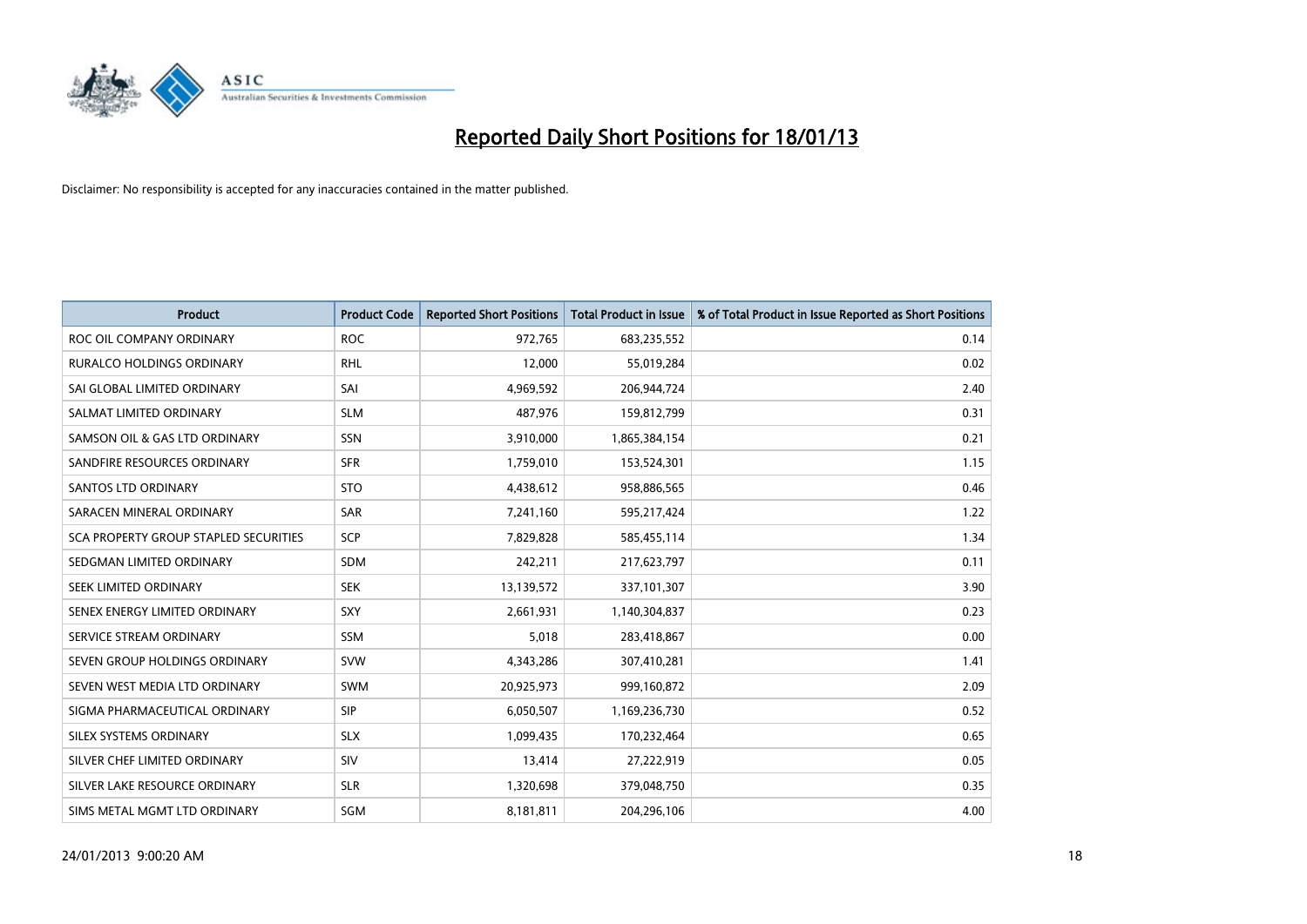# Reported Daily Short Positions for 18/01/13

Disclaimer: No responsibility is accepted for any inaccuracies contained in the matter published.

| Product | Product Code | Reported Short Positions | Total Product in Issue | % of Total Product in Issue Reported as Short Positions |
|---|---|---|---|---|
| ROC OIL COMPANY ORDINARY | ROC | 972,765 | 683,235,552 | 0.14 |
| RURALCO HOLDINGS ORDINARY | RHL | 12,000 | 55,019,284 | 0.02 |
| SAI GLOBAL LIMITED ORDINARY | SAI | 4,969,592 | 206,944,724 | 2.40 |
| SALMAT LIMITED ORDINARY | SLM | 487,976 | 159,812,799 | 0.31 |
| SAMSON OIL & GAS LTD ORDINARY | SSN | 3,910,000 | 1,865,384,154 | 0.21 |
| SANDFIRE RESOURCES ORDINARY | SFR | 1,759,010 | 153,524,301 | 1.15 |
| SANTOS LTD ORDINARY | STO | 4,438,612 | 958,886,565 | 0.46 |
| SARACEN MINERAL ORDINARY | SAR | 7,241,160 | 595,217,424 | 1.22 |
| SCA PROPERTY GROUP STAPLED SECURITIES | SCP | 7,829,828 | 585,455,114 | 1.34 |
| SEDGMAN LIMITED ORDINARY | SDM | 242,211 | 217,623,797 | 0.11 |
| SEEK LIMITED ORDINARY | SEK | 13,139,572 | 337,101,307 | 3.90 |
| SENEX ENERGY LIMITED ORDINARY | SXY | 2,661,931 | 1,140,304,837 | 0.23 |
| SERVICE STREAM ORDINARY | SSM | 5,018 | 283,418,867 | 0.00 |
| SEVEN GROUP HOLDINGS ORDINARY | SVW | 4,343,286 | 307,410,281 | 1.41 |
| SEVEN WEST MEDIA LTD ORDINARY | SWM | 20,925,973 | 999,160,872 | 2.09 |
| SIGMA PHARMACEUTICAL ORDINARY | SIP | 6,050,507 | 1,169,236,730 | 0.52 |
| SILEX SYSTEMS ORDINARY | SLX | 1,099,435 | 170,232,464 | 0.65 |
| SILVER CHEF LIMITED ORDINARY | SIV | 13,414 | 27,222,919 | 0.05 |
| SILVER LAKE RESOURCE ORDINARY | SLR | 1,320,698 | 379,048,750 | 0.35 |
| SIMS METAL MGMT LTD ORDINARY | SGM | 8,181,811 | 204,296,106 | 4.00 |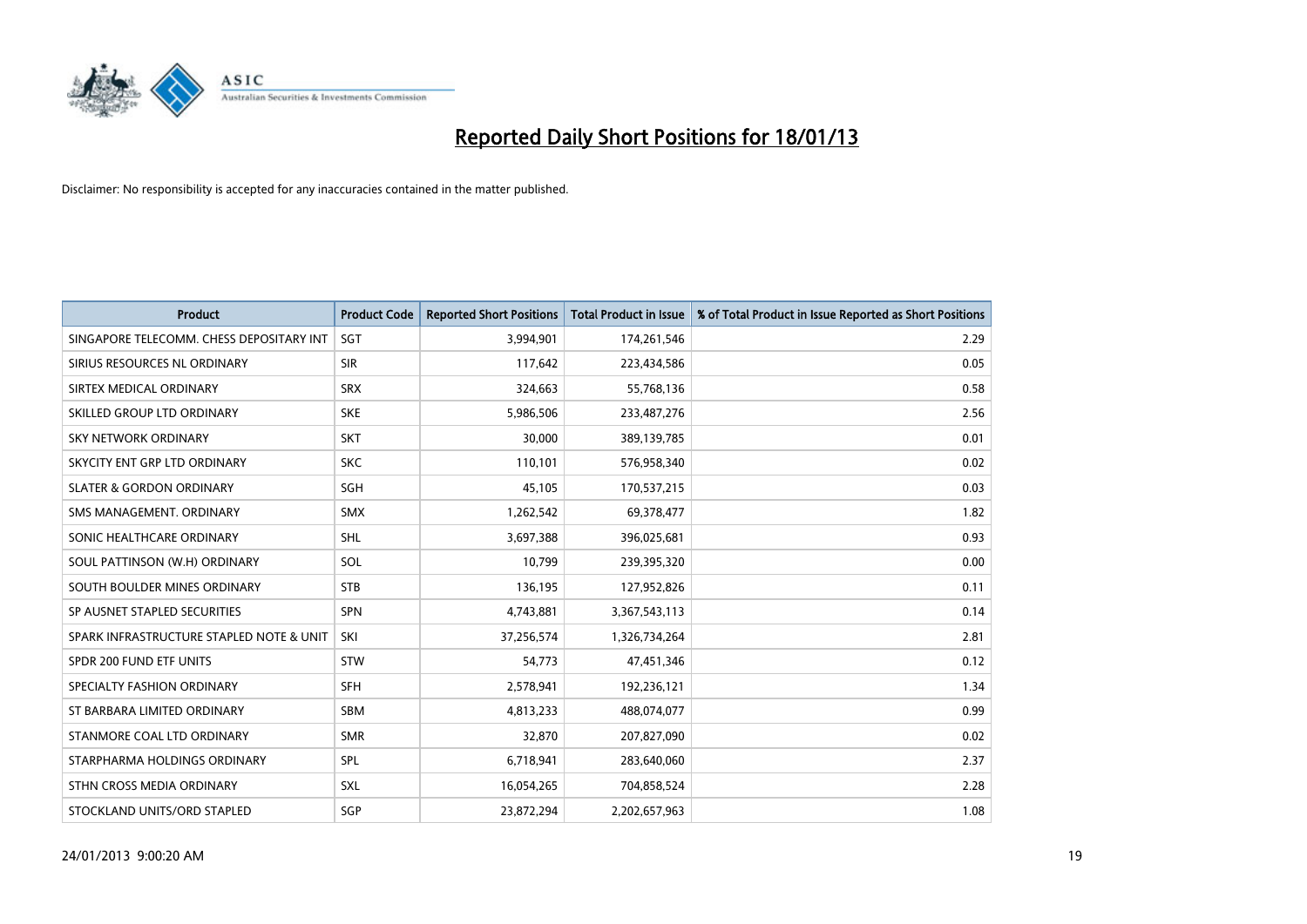# Reported Daily Short Positions for 18/01/13

Disclaimer: No responsibility is accepted for any inaccuracies contained in the matter published.

| Product | Product Code | Reported Short Positions | Total Product in Issue | % of Total Product in Issue Reported as Short Positions |
|---|---|---|---|---|
| SINGAPORE TELECOMM. CHESS DEPOSITARY INT | SGT | 3,994,901 | 174,261,546 | 2.29 |
| SIRIUS RESOURCES NL ORDINARY | SIR | 117,642 | 223,434,586 | 0.05 |
| SIRTEX MEDICAL ORDINARY | SRX | 324,663 | 55,768,136 | 0.58 |
| SKILLED GROUP LTD ORDINARY | SKE | 5,986,506 | 233,487,276 | 2.56 |
| SKY NETWORK ORDINARY | SKT | 30,000 | 389,139,785 | 0.01 |
| SKYCITY ENT GRP LTD ORDINARY | SKC | 110,101 | 576,958,340 | 0.02 |
| SLATER & GORDON ORDINARY | SGH | 45,105 | 170,537,215 | 0.03 |
| SMS MANAGEMENT. ORDINARY | SMX | 1,262,542 | 69,378,477 | 1.82 |
| SONIC HEALTHCARE ORDINARY | SHL | 3,697,388 | 396,025,681 | 0.93 |
| SOUL PATTINSON (W.H) ORDINARY | SOL | 10,799 | 239,395,320 | 0.00 |
| SOUTH BOULDER MINES ORDINARY | STB | 136,195 | 127,952,826 | 0.11 |
| SP AUSNET STAPLED SECURITIES | SPN | 4,743,881 | 3,367,543,113 | 0.14 |
| SPARK INFRASTRUCTURE STAPLED NOTE & UNIT | SKI | 37,256,574 | 1,326,734,264 | 2.81 |
| SPDR 200 FUND ETF UNITS | STW | 54,773 | 47,451,346 | 0.12 |
| SPECIALTY FASHION ORDINARY | SFH | 2,578,941 | 192,236,121 | 1.34 |
| ST BARBARA LIMITED ORDINARY | SBM | 4,813,233 | 488,074,077 | 0.99 |
| STANMORE COAL LTD ORDINARY | SMR | 32,870 | 207,827,090 | 0.02 |
| STARPHARMA HOLDINGS ORDINARY | SPL | 6,718,941 | 283,640,060 | 2.37 |
| STHN CROSS MEDIA ORDINARY | SXL | 16,054,265 | 704,858,524 | 2.28 |
| STOCKLAND UNITS/ORD STAPLED | SGP | 23,872,294 | 2,202,657,963 | 1.08 |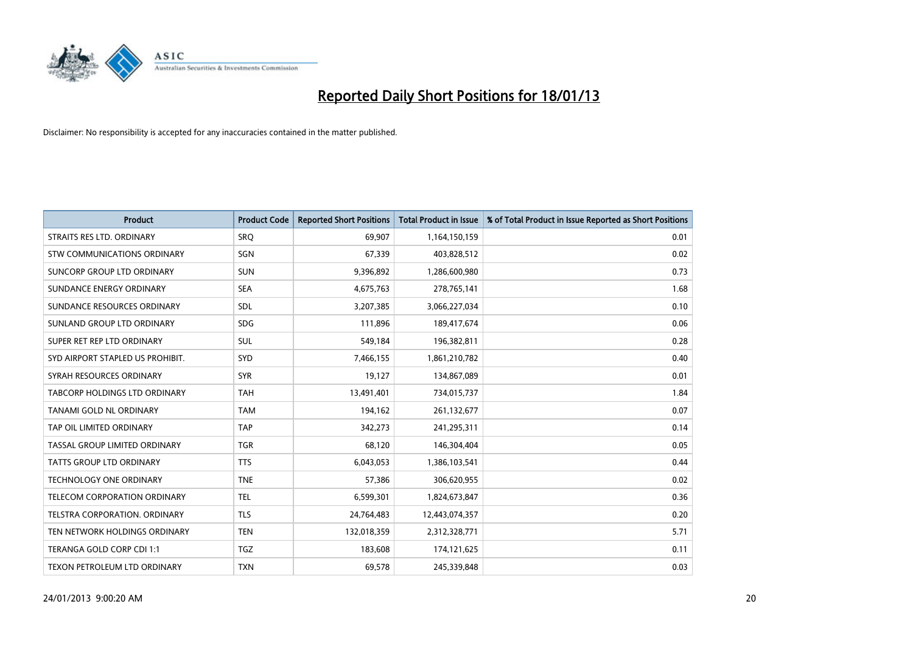# Reported Daily Short Positions for 18/01/13

Disclaimer: No responsibility is accepted for any inaccuracies contained in the matter published.

| Product | Product Code | Reported Short Positions | Total Product in Issue | % of Total Product in Issue Reported as Short Positions |
|---|---|---|---|---|
| STRAITS RES LTD. ORDINARY | SRQ | 69,907 | 1,164,150,159 | 0.01 |
| STW COMMUNICATIONS ORDINARY | SGN | 67,339 | 403,828,512 | 0.02 |
| SUNCORP GROUP LTD ORDINARY | SUN | 9,396,892 | 1,286,600,980 | 0.73 |
| SUNDANCE ENERGY ORDINARY | SEA | 4,675,763 | 278,765,141 | 1.68 |
| SUNDANCE RESOURCES ORDINARY | SDL | 3,207,385 | 3,066,227,034 | 0.10 |
| SUNLAND GROUP LTD ORDINARY | SDG | 111,896 | 189,417,674 | 0.06 |
| SUPER RET REP LTD ORDINARY | SUL | 549,184 | 196,382,811 | 0.28 |
| SYD AIRPORT STAPLED US PROHIBIT. | SYD | 7,466,155 | 1,861,210,782 | 0.40 |
| SYRAH RESOURCES ORDINARY | SYR | 19,127 | 134,867,089 | 0.01 |
| TABCORP HOLDINGS LTD ORDINARY | TAH | 13,491,401 | 734,015,737 | 1.84 |
| TANAMI GOLD NL ORDINARY | TAM | 194,162 | 261,132,677 | 0.07 |
| TAP OIL LIMITED ORDINARY | TAP | 342,273 | 241,295,311 | 0.14 |
| TASSAL GROUP LIMITED ORDINARY | TGR | 68,120 | 146,304,404 | 0.05 |
| TATTS GROUP LTD ORDINARY | TTS | 6,043,053 | 1,386,103,541 | 0.44 |
| TECHNOLOGY ONE ORDINARY | TNE | 57,386 | 306,620,955 | 0.02 |
| TELECOM CORPORATION ORDINARY | TEL | 6,599,301 | 1,824,673,847 | 0.36 |
| TELSTRA CORPORATION. ORDINARY | TLS | 24,764,483 | 12,443,074,357 | 0.20 |
| TEN NETWORK HOLDINGS ORDINARY | TEN | 132,018,359 | 2,312,328,771 | 5.71 |
| TERANGA GOLD CORP CDI 1:1 | TGZ | 183,608 | 174,121,625 | 0.11 |
| TEXON PETROLEUM LTD ORDINARY | TXN | 69,578 | 245,339,848 | 0.03 |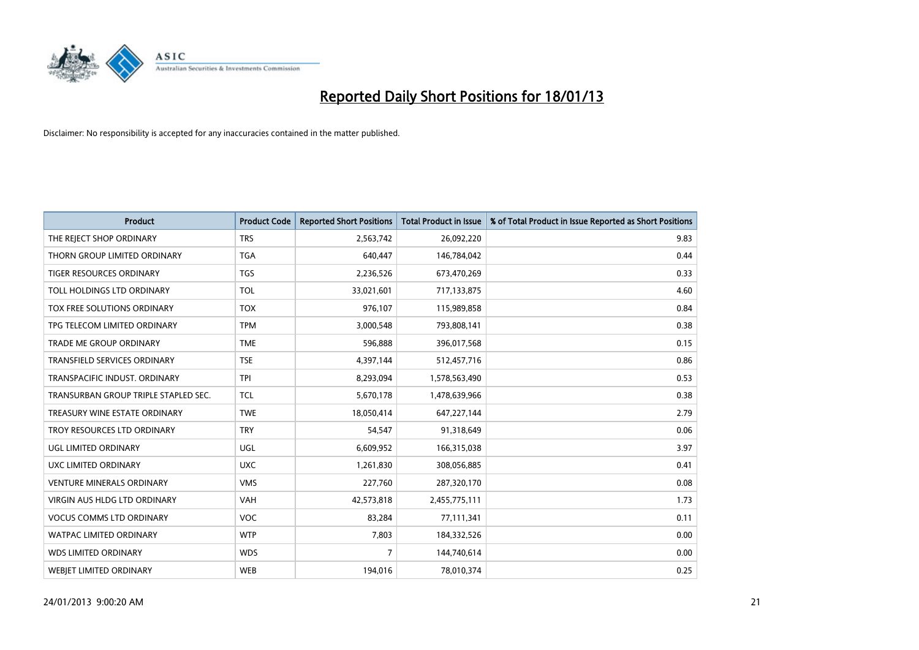# Reported Daily Short Positions for 18/01/13

Disclaimer: No responsibility is accepted for any inaccuracies contained in the matter published.

| Product | Product Code | Reported Short Positions | Total Product in Issue | % of Total Product in Issue Reported as Short Positions |
|---|---|---|---|---|
| THE REJECT SHOP ORDINARY | TRS | 2,563,742 | 26,092,220 | 9.83 |
| THORN GROUP LIMITED ORDINARY | TGA | 640,447 | 146,784,042 | 0.44 |
| TIGER RESOURCES ORDINARY | TGS | 2,236,526 | 673,470,269 | 0.33 |
| TOLL HOLDINGS LTD ORDINARY | TOL | 33,021,601 | 717,133,875 | 4.60 |
| TOX FREE SOLUTIONS ORDINARY | TOX | 976,107 | 115,989,858 | 0.84 |
| TPG TELECOM LIMITED ORDINARY | TPM | 3,000,548 | 793,808,141 | 0.38 |
| TRADE ME GROUP ORDINARY | TME | 596,888 | 396,017,568 | 0.15 |
| TRANSFIELD SERVICES ORDINARY | TSE | 4,397,144 | 512,457,716 | 0.86 |
| TRANSPACIFIC INDUST. ORDINARY | TPI | 8,293,094 | 1,578,563,490 | 0.53 |
| TRANSURBAN GROUP TRIPLE STAPLED SEC. | TCL | 5,670,178 | 1,478,639,966 | 0.38 |
| TREASURY WINE ESTATE ORDINARY | TWE | 18,050,414 | 647,227,144 | 2.79 |
| TROY RESOURCES LTD ORDINARY | TRY | 54,547 | 91,318,649 | 0.06 |
| UGL LIMITED ORDINARY | UGL | 6,609,952 | 166,315,038 | 3.97 |
| UXC LIMITED ORDINARY | UXC | 1,261,830 | 308,056,885 | 0.41 |
| VENTURE MINERALS ORDINARY | VMS | 227,760 | 287,320,170 | 0.08 |
| VIRGIN AUS HLDG LTD ORDINARY | VAH | 42,573,818 | 2,455,775,111 | 1.73 |
| VOCUS COMMS LTD ORDINARY | VOC | 83,284 | 77,111,341 | 0.11 |
| WATPAC LIMITED ORDINARY | WTP | 7,803 | 184,332,526 | 0.00 |
| WDS LIMITED ORDINARY | WDS | 7 | 144,740,614 | 0.00 |
| WEBJET LIMITED ORDINARY | WEB | 194,016 | 78,010,374 | 0.25 |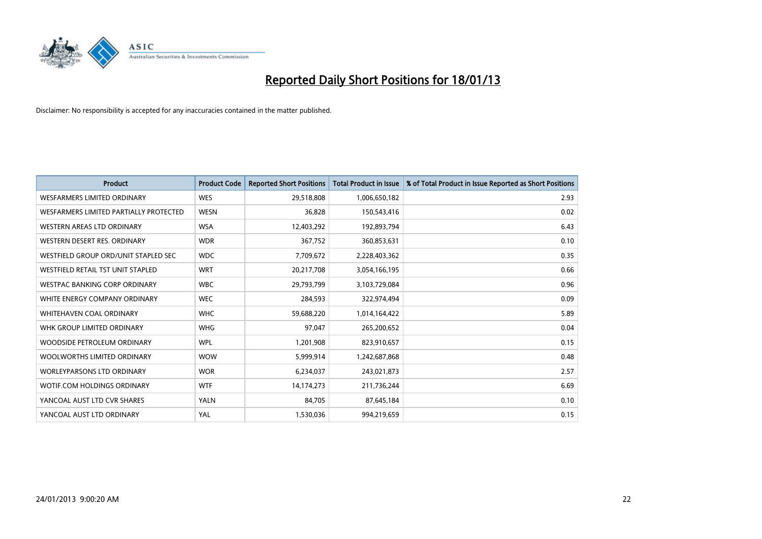# Reported Daily Short Positions for 18/01/13

Disclaimer: No responsibility is accepted for any inaccuracies contained in the matter published.

| Product | Product Code | Reported Short Positions | Total Product in Issue | % of Total Product in Issue Reported as Short Positions |
|---|---|---|---|---|
| WESFARMERS LIMITED ORDINARY | WES | 29,518,808 | 1,006,650,182 | 2.93 |
| WESFARMERS LIMITED PARTIALLY PROTECTED | WESN | 36,828 | 150,543,416 | 0.02 |
| WESTERN AREAS LTD ORDINARY | WSA | 12,403,292 | 192,893,794 | 6.43 |
| WESTERN DESERT RES. ORDINARY | WDR | 367,752 | 360,853,631 | 0.10 |
| WESTFIELD GROUP ORD/UNIT STAPLED SEC | WDC | 7,709,672 | 2,228,403,362 | 0.35 |
| WESTFIELD RETAIL TST UNIT STAPLED | WRT | 20,217,708 | 3,054,166,195 | 0.66 |
| WESTPAC BANKING CORP ORDINARY | WBC | 29,793,799 | 3,103,729,084 | 0.96 |
| WHITE ENERGY COMPANY ORDINARY | WEC | 284,593 | 322,974,494 | 0.09 |
| WHITEHAVEN COAL ORDINARY | WHC | 59,688,220 | 1,014,164,422 | 5.89 |
| WHK GROUP LIMITED ORDINARY | WHG | 97,047 | 265,200,652 | 0.04 |
| WOODSIDE PETROLEUM ORDINARY | WPL | 1,201,908 | 823,910,657 | 0.15 |
| WOOLWORTHS LIMITED ORDINARY | WOW | 5,999,914 | 1,242,687,868 | 0.48 |
| WORLEYPARSONS LTD ORDINARY | WOR | 6,234,037 | 243,021,873 | 2.57 |
| WOTIF.COM HOLDINGS ORDINARY | WTF | 14,174,273 | 211,736,244 | 6.69 |
| YANCOAL AUST LTD CVR SHARES | YALN | 84,705 | 87,645,184 | 0.10 |
| YANCOAL AUST LTD ORDINARY | YAL | 1,530,036 | 994,219,659 | 0.15 |